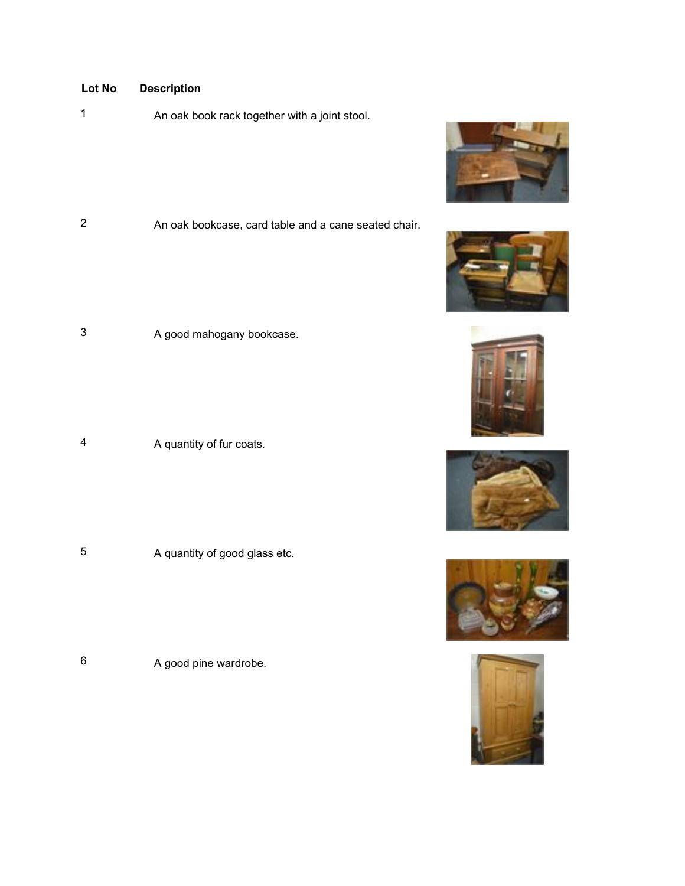| Lot No | Description |
|---|---|
| 1 | An oak book rack together with a joint stool. |
| 2 | An oak bookcase, card table and a cane seated chair. |
| 3 | A good mahogany bookcase. |
| 4 | A quantity of fur coats. |
| 5 | A quantity of good glass etc. |
| 6 | A good pine wardrobe. |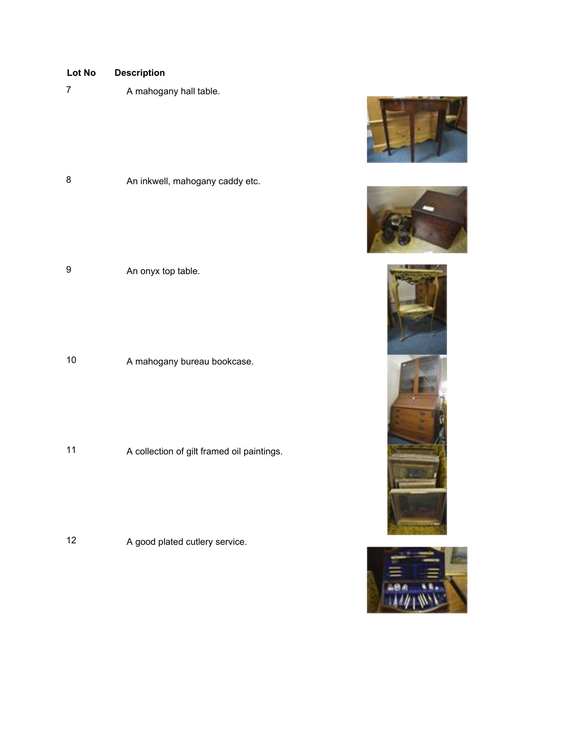| Lot No | Description |
|---|---|
| 7 | A mahogany hall table. |
| 8 | An inkwell, mahogany caddy etc. |
| 9 | An onyx top table. |
| 10 | A mahogany bureau bookcase. |
| 11 | A collection of gilt framed oil paintings. |
| 12 | A good plated cutlery service. |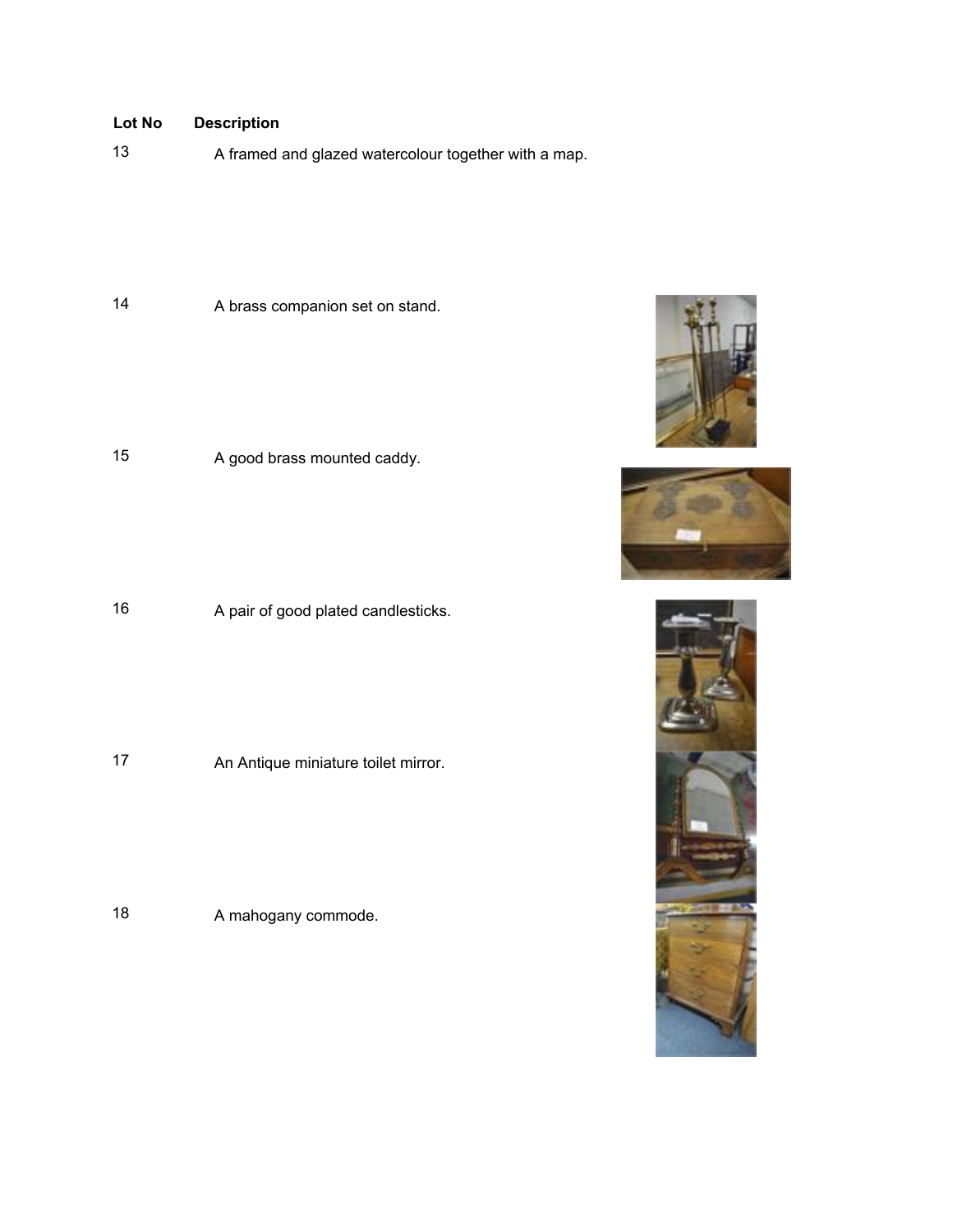| Lot No | Description |
| --- | --- |
| 13 | A framed and glazed watercolour together with a map. |
| 14 | A brass companion set on stand. |
| 15 | A good brass mounted caddy. |
| 16 | A pair of good plated candlesticks. |
| 17 | An Antique miniature toilet mirror. |
| 18 | A mahogany commode. |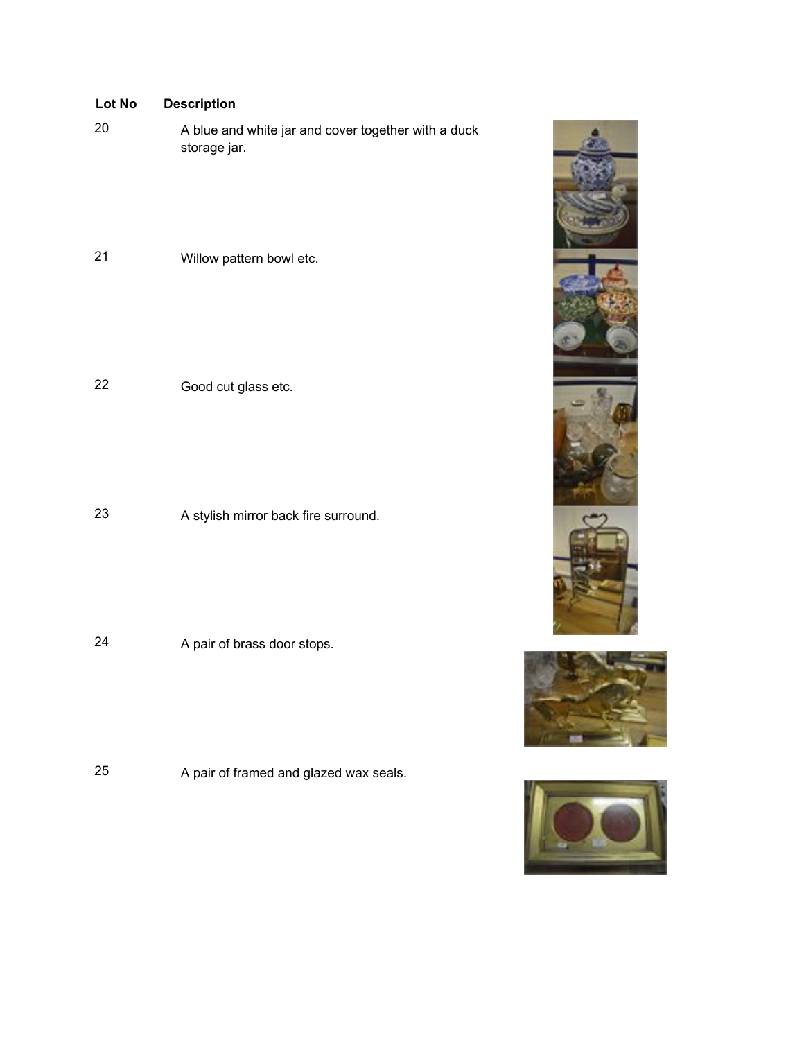| Lot No | Description |
|---|---|
| 20 | A blue and white jar and cover together with a duck storage jar. |
| 21 | Willow pattern bowl etc. |
| 22 | Good cut glass etc. |
| 23 | A stylish mirror back fire surround. |
| 24 | A pair of brass door stops. |
| 25 | A pair of framed and glazed wax seals. |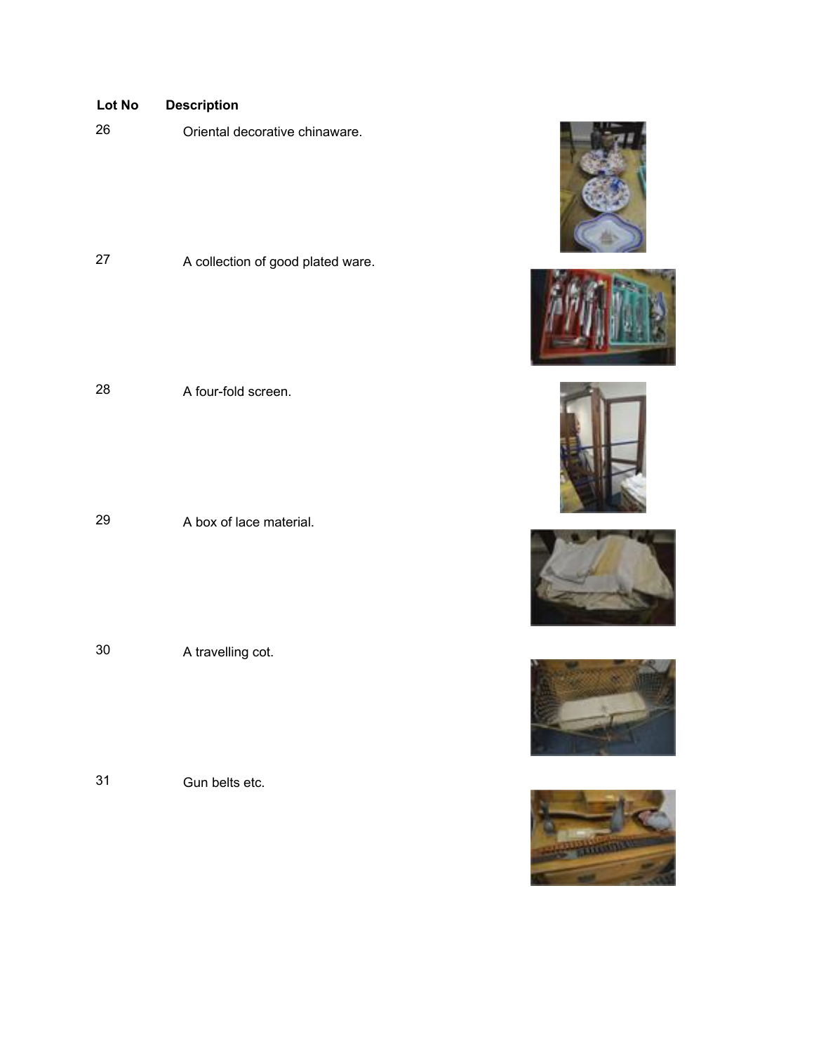| Lot No | Description |
| --- | --- |
| 26 | Oriental decorative chinaware. |
| 27 | A collection of good plated ware. |
| 28 | A four-fold screen. |
| 29 | A box of lace material. |
| 30 | A travelling cot. |
| 31 | Gun belts etc. |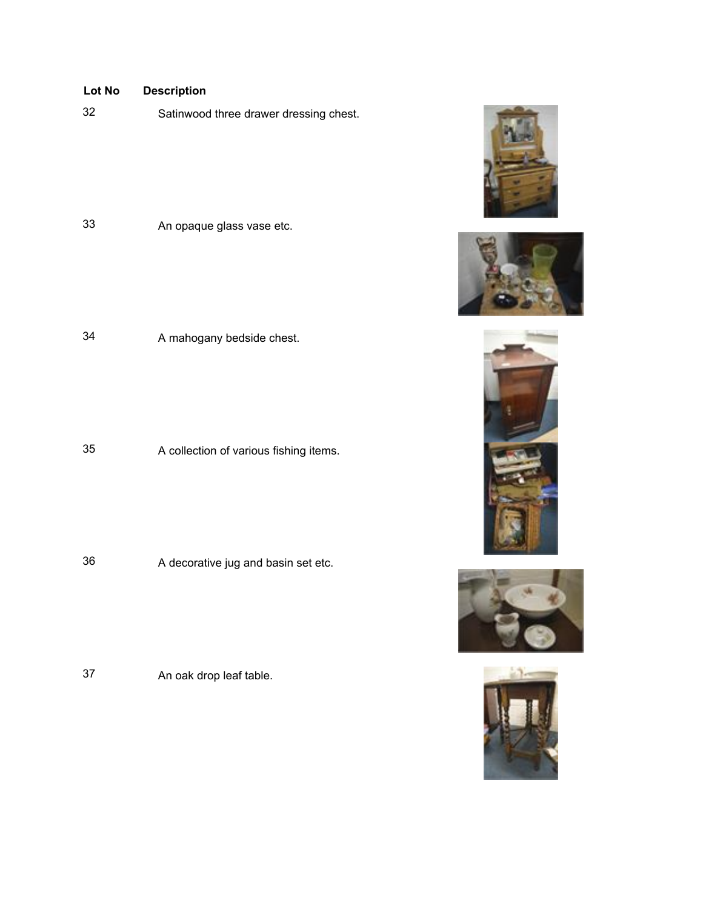| Lot No | Description |
|---|---|
| 32 | Satinwood three drawer dressing chest. |
| 33 | An opaque glass vase etc. |
| 34 | A mahogany bedside chest. |
| 35 | A collection of various fishing items. |
| 36 | A decorative jug and basin set etc. |
| 37 | An oak drop leaf table. |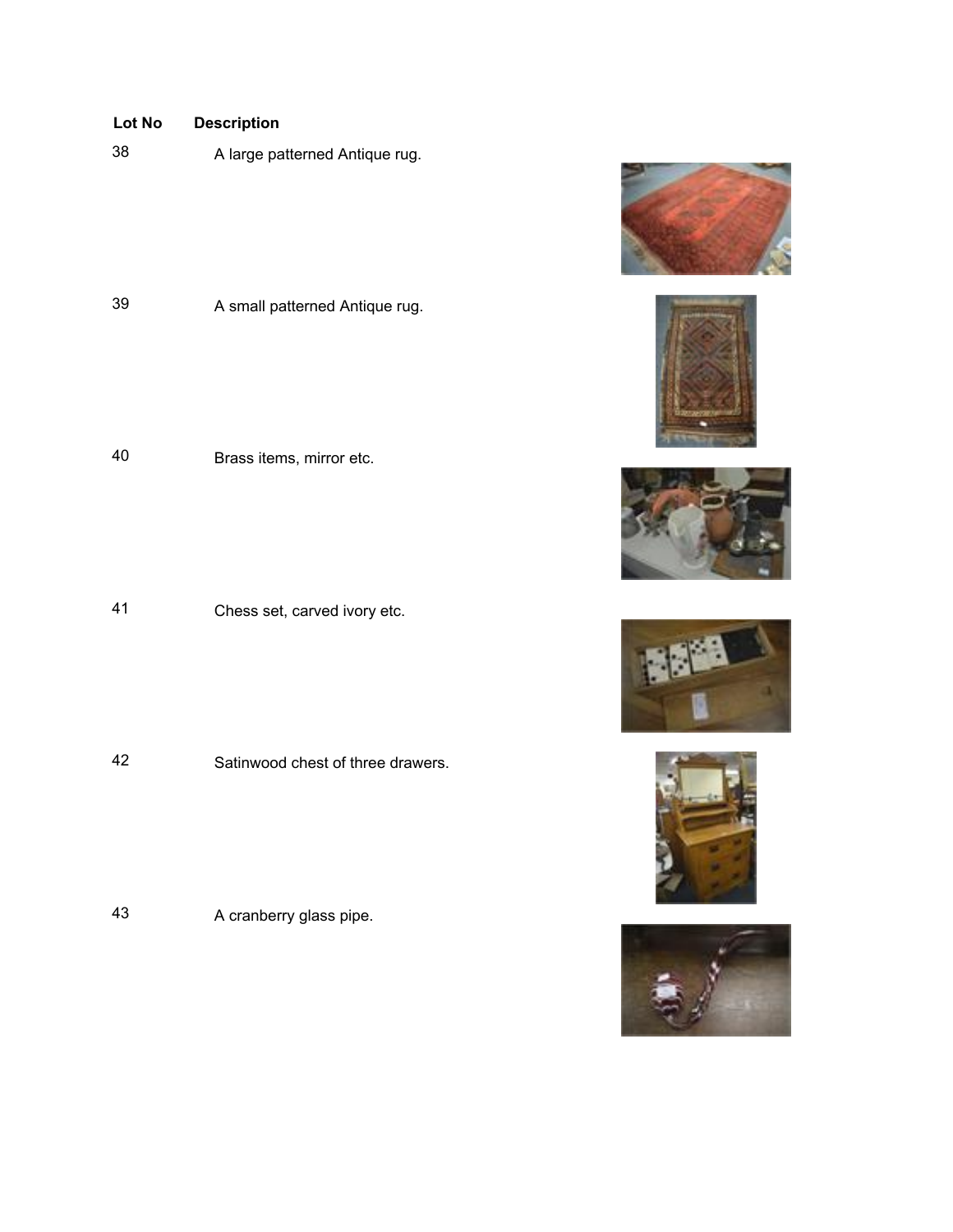| Lot No | Description |
| --- | --- |
| 38 | A large patterned Antique rug. |
| 39 | A small patterned Antique rug. |
| 40 | Brass items, mirror etc. |
| 41 | Chess set, carved ivory etc. |
| 42 | Satinwood chest of three drawers. |
| 43 | A cranberry glass pipe. |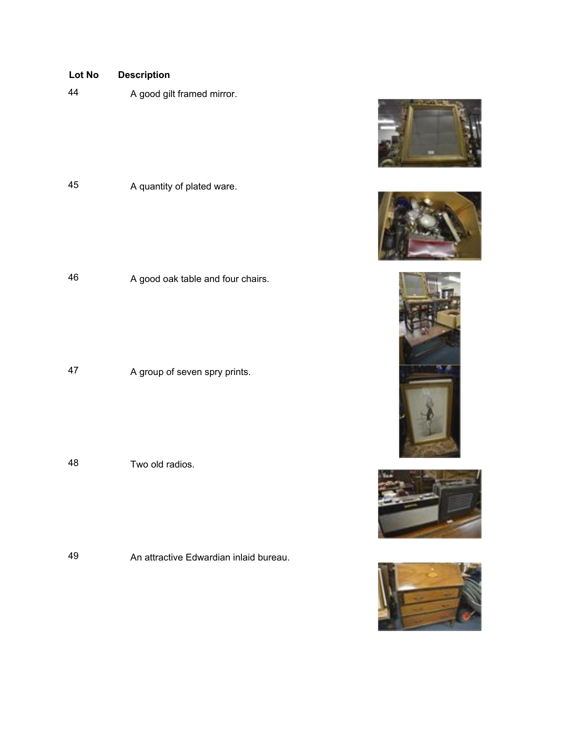| Lot No | Description |
| --- | --- |
| 44 | A good gilt framed mirror. |
| 45 | A quantity of plated ware. |
| 46 | A good oak table and four chairs. |
| 47 | A group of seven spry prints. |
| 48 | Two old radios. |
| 49 | An attractive Edwardian inlaid bureau. |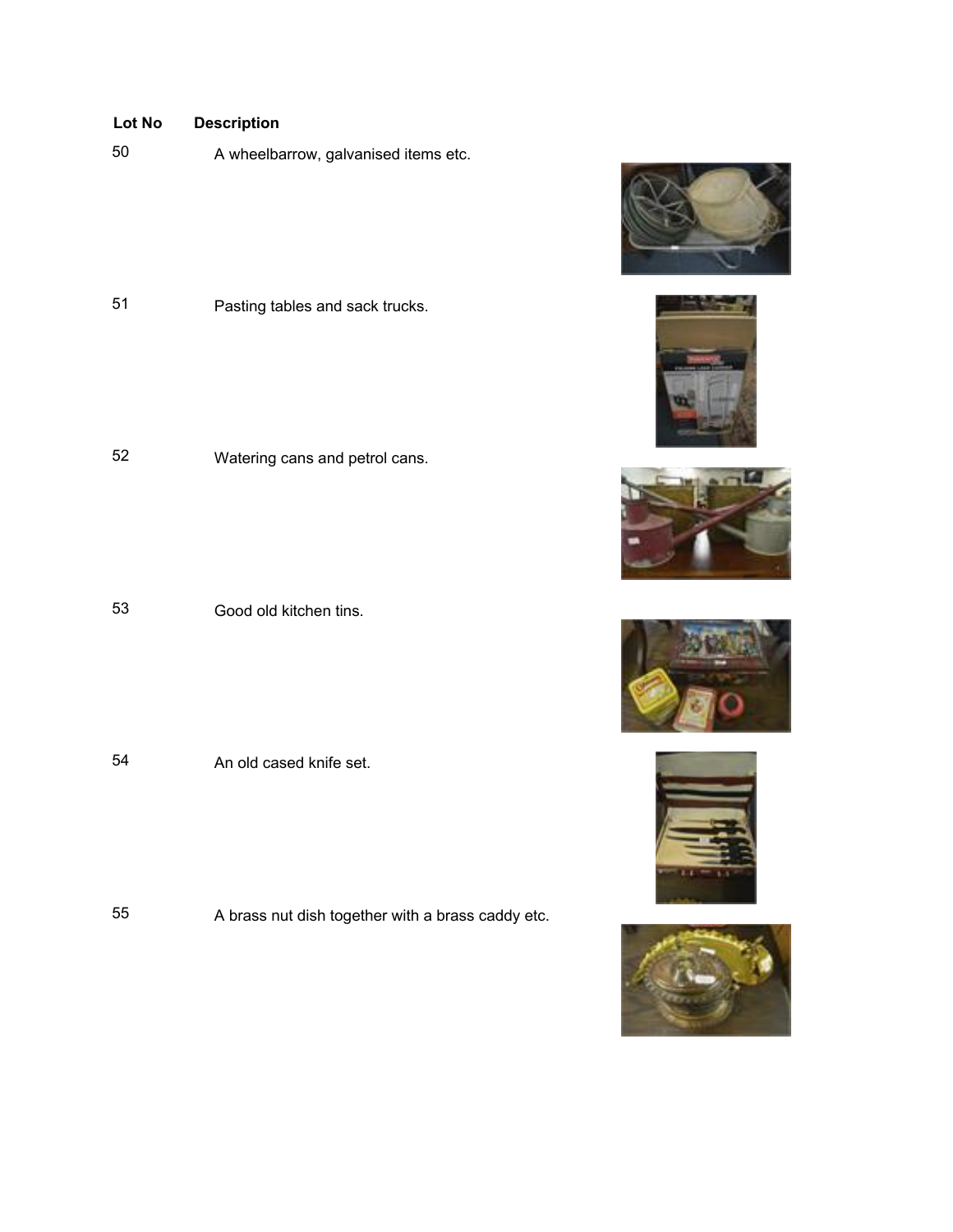| Lot No | Description |
| --- | --- |
| 50 | A wheelbarrow, galvanised items etc. |
| 51 | Pasting tables and sack trucks. |
| 52 | Watering cans and petrol cans. |
| 53 | Good old kitchen tins. |
| 54 | An old cased knife set. |
| 55 | A brass nut dish together with a brass caddy etc. |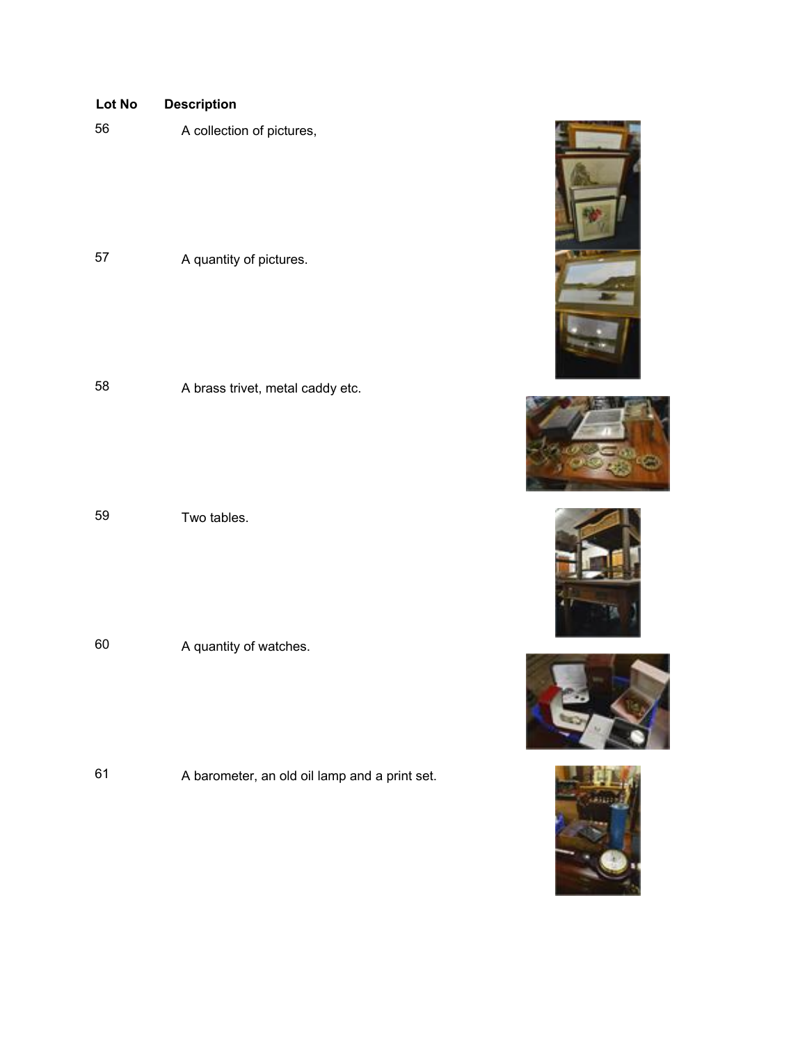| Lot No | Description |
| --- | --- |
| 56 | A collection of pictures, |
| 57 | A quantity of pictures. |
| 58 | A brass trivet, metal caddy etc. |
| 59 | Two tables. |
| 60 | A quantity of watches. |
| 61 | A barometer, an old oil lamp and a print set. |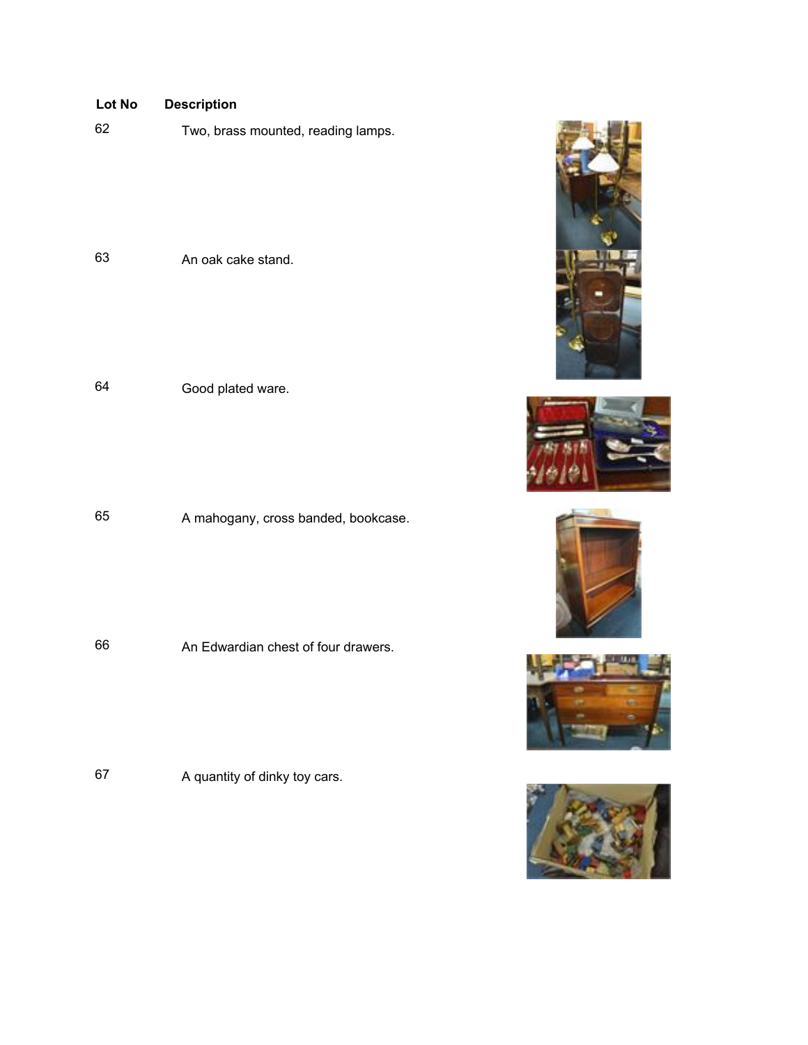| Lot No | Description |
| --- | --- |
| 62 | Two, brass mounted, reading lamps. |
| 63 | An oak cake stand. |
| 64 | Good plated ware. |
| 65 | A mahogany, cross banded, bookcase. |
| 66 | An Edwardian chest of four drawers. |
| 67 | A quantity of dinky toy cars. |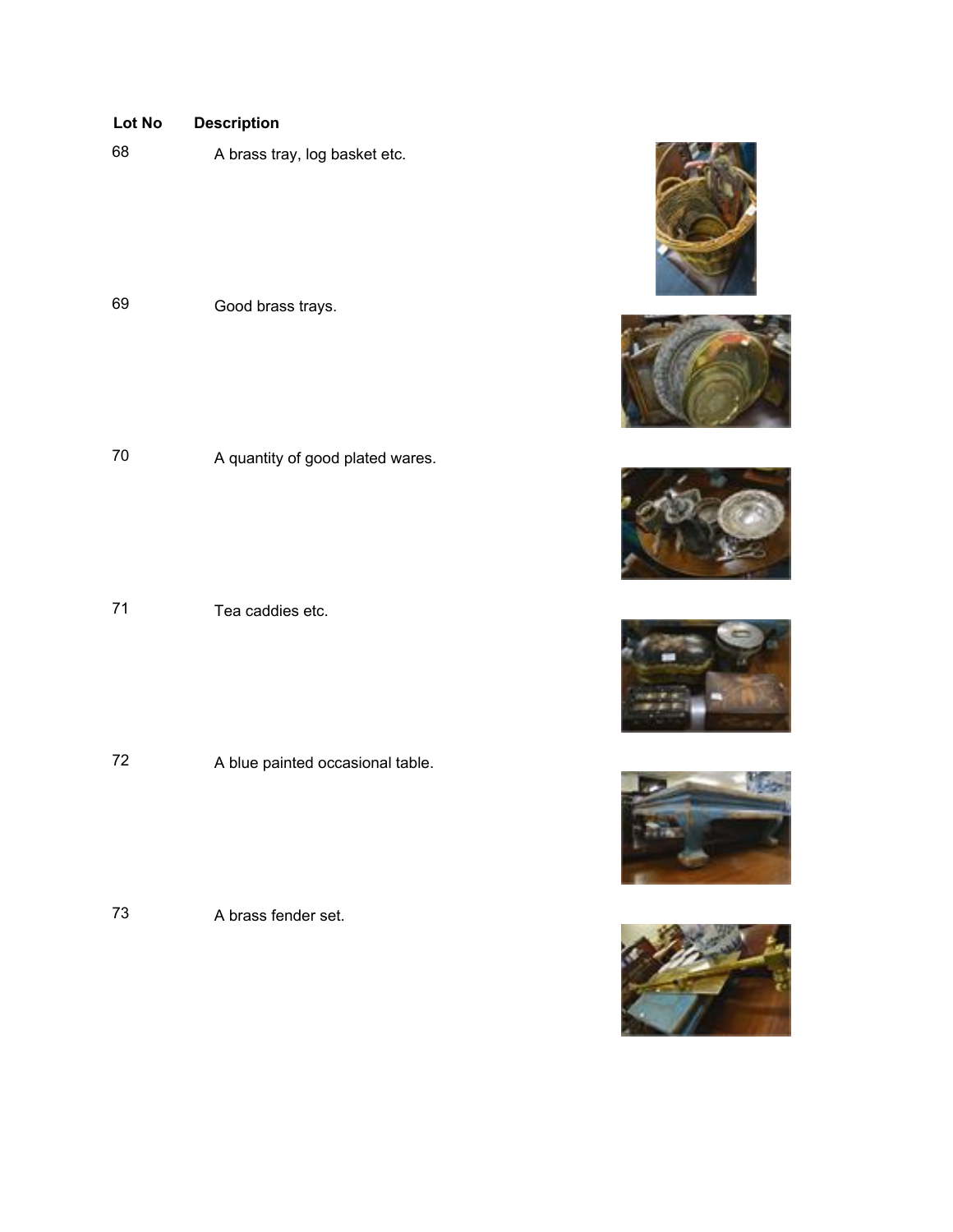| Lot No | Description |
| --- | --- |
| 68 | A brass tray, log basket etc. |
| 69 | Good brass trays. |
| 70 | A quantity of good plated wares. |
| 71 | Tea caddies etc. |
| 72 | A blue painted occasional table. |
| 73 | A brass fender set. |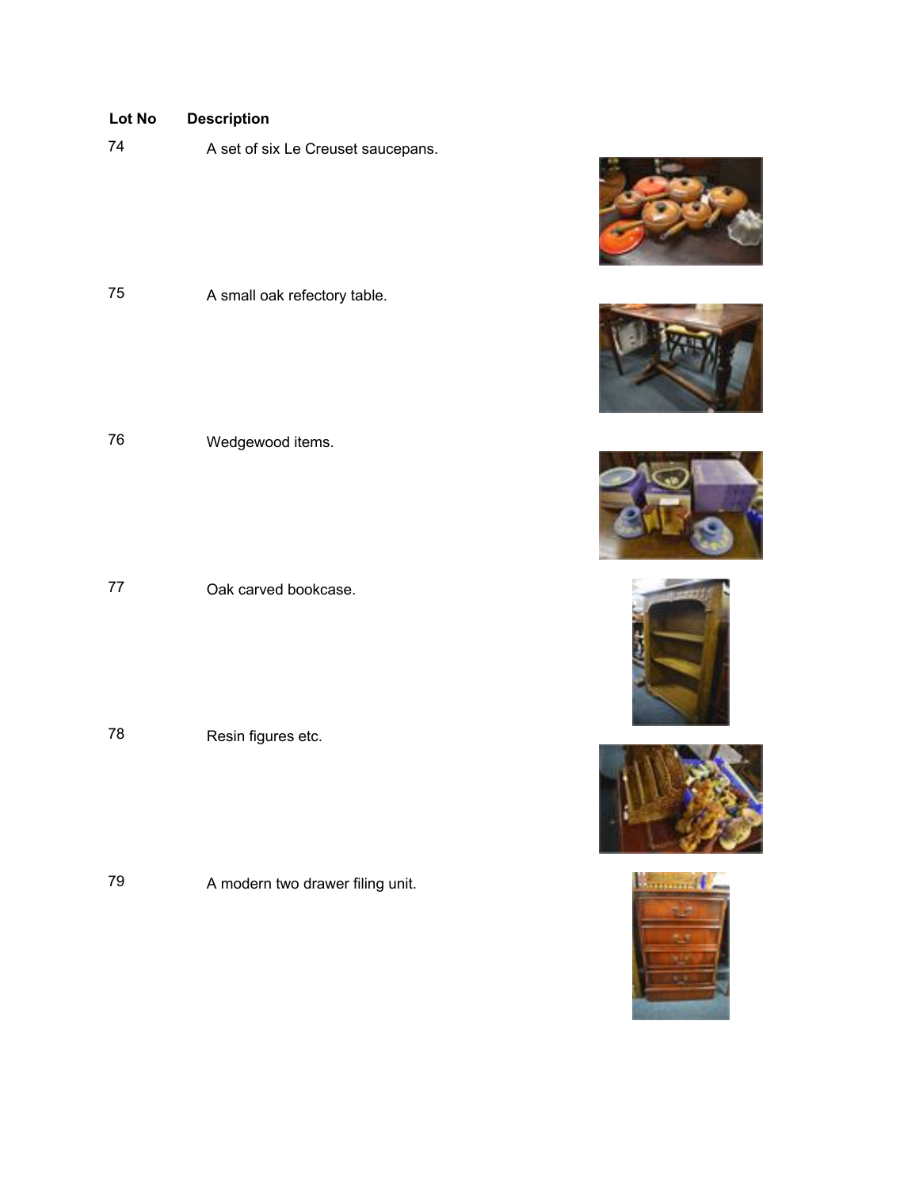| Lot No | Description |
|---|---|
| 74 | A set of six Le Creuset saucepans. |
| 75 | A small oak refectory table. |
| 76 | Wedgewood items. |
| 77 | Oak carved bookcase. |
| 78 | Resin figures etc. |
| 79 | A modern two drawer filing unit. |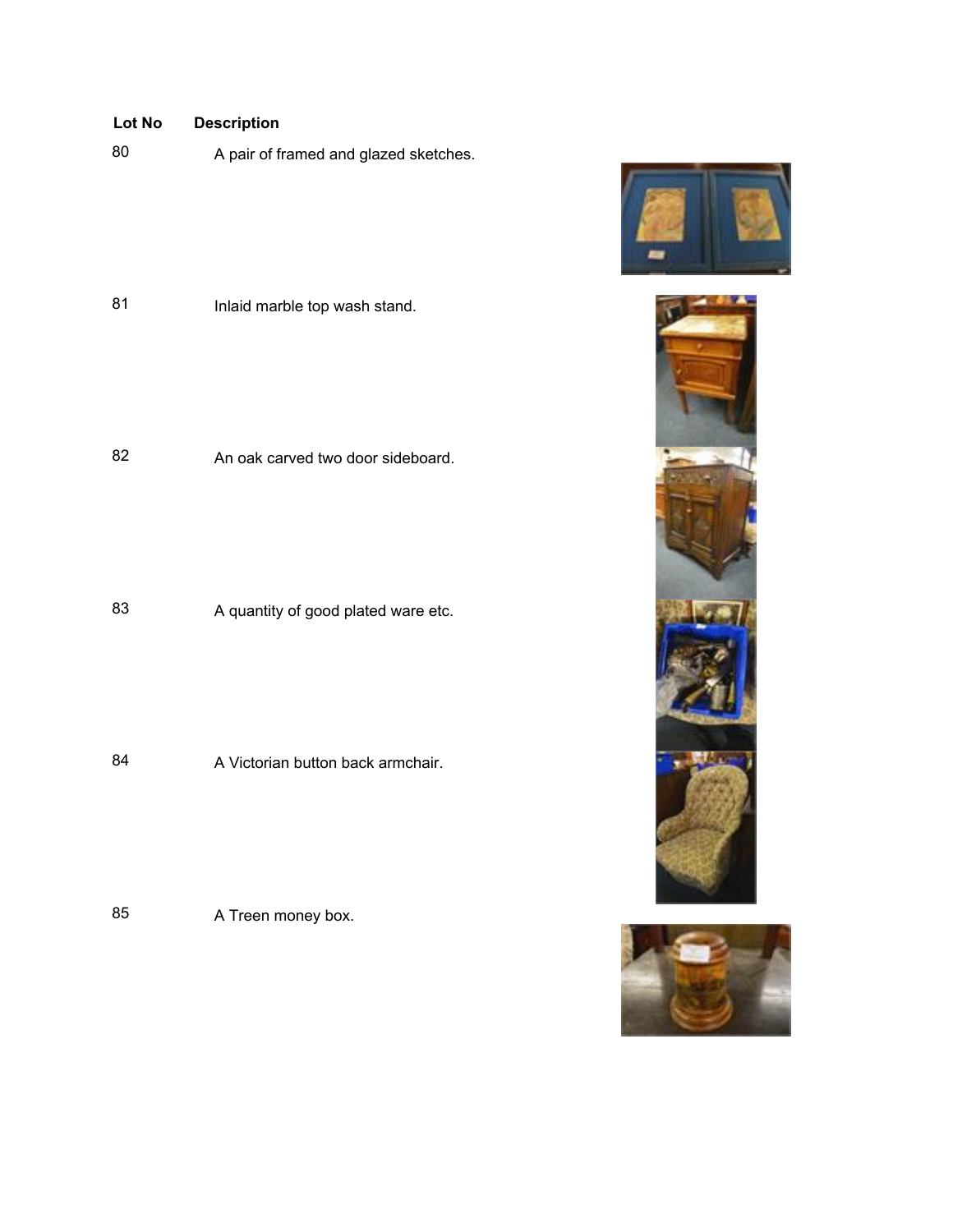| Lot No | Description |
|---|---|
| 80 | A pair of framed and glazed sketches. |
| 81 | Inlaid marble top wash stand. |
| 82 | An oak carved two door sideboard. |
| 83 | A quantity of good plated ware etc. |
| 84 | A Victorian button back armchair. |
| 85 | A Treen money box. |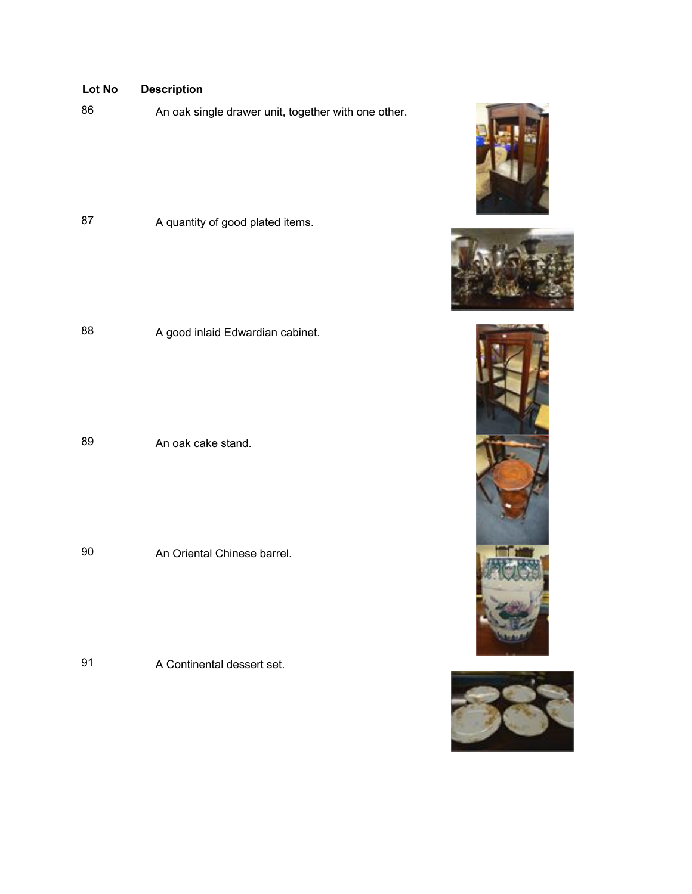| Lot No | Description |
|---|---|
| 86 | An oak single drawer unit, together with one other. |
| 87 | A quantity of good plated items. |
| 88 | A good inlaid Edwardian cabinet. |
| 89 | An oak cake stand. |
| 90 | An Oriental Chinese barrel. |
| 91 | A Continental dessert set. |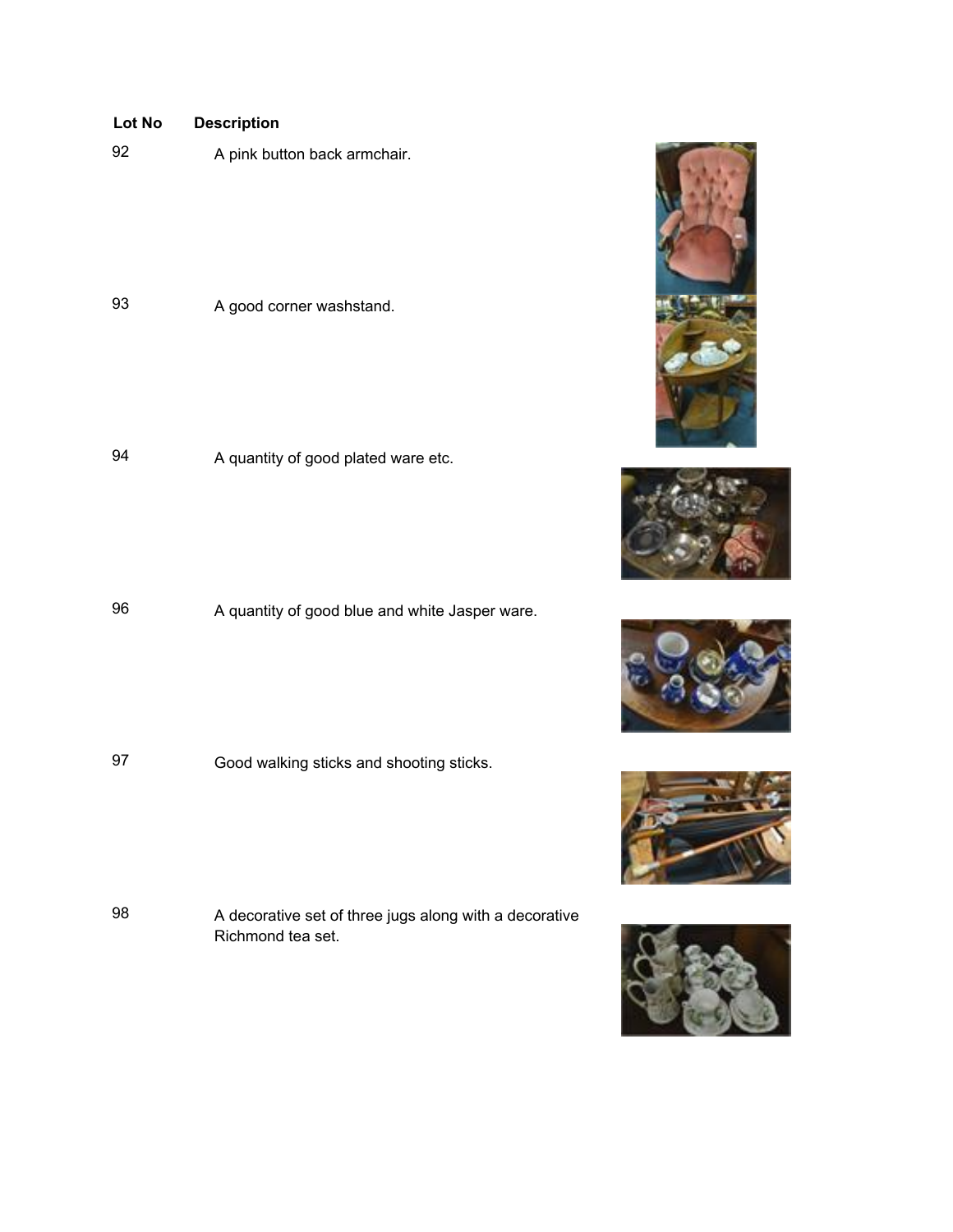| Lot No | Description |
| --- | --- |
| 92 | A pink button back armchair. |
| 93 | A good corner washstand. |
| 94 | A quantity of good plated ware etc. |
| 96 | A quantity of good blue and white Jasper ware. |
| 97 | Good walking sticks and shooting sticks. |
| 98 | A decorative set of three jugs along with a decorative Richmond tea set. |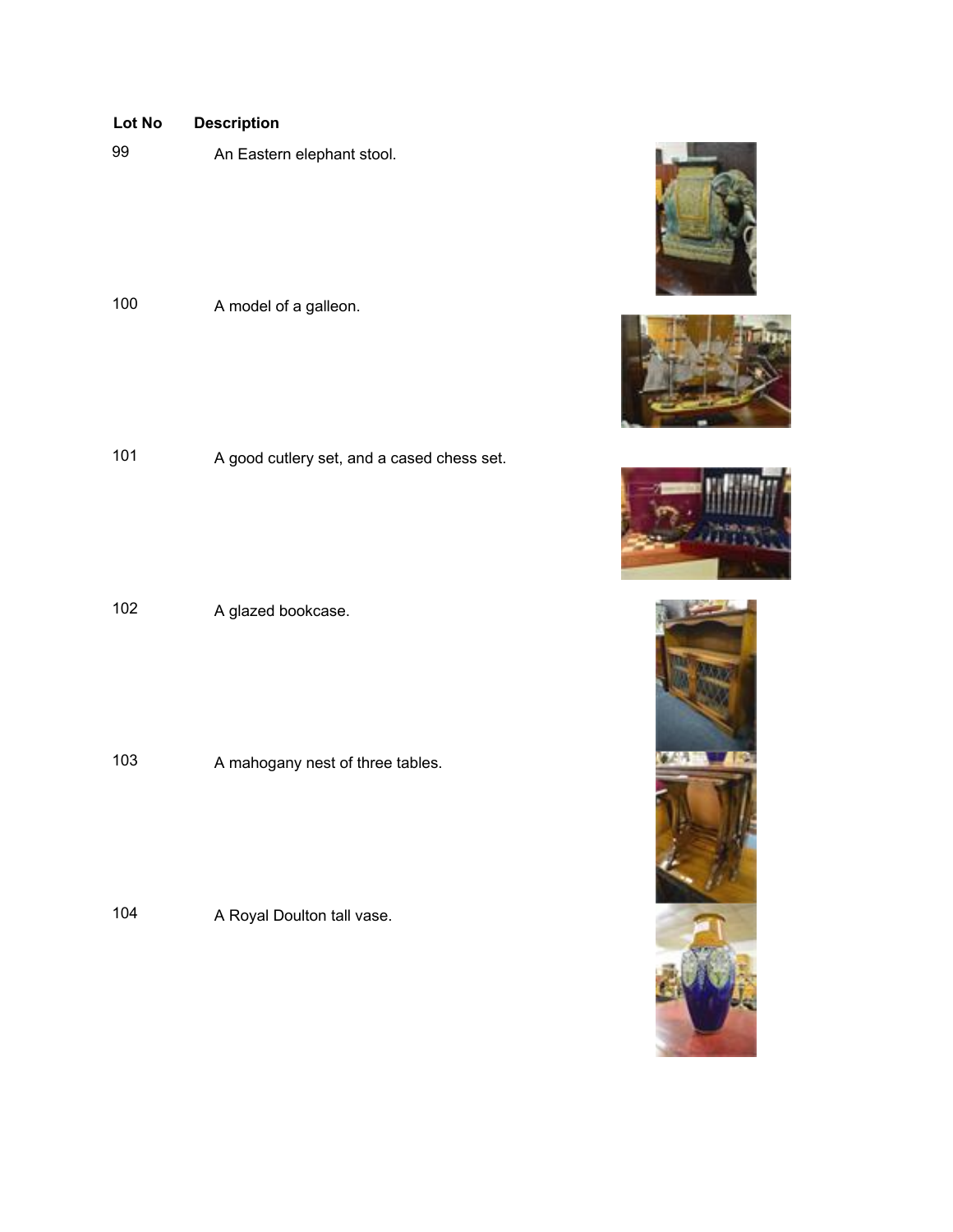| Lot No | Description |
|---|---|
| 99 | An Eastern elephant stool. |
| 100 | A model of a galleon. |
| 101 | A good cutlery set, and a cased chess set. |
| 102 | A glazed bookcase. |
| 103 | A mahogany nest of three tables. |
| 104 | A Royal Doulton tall vase. |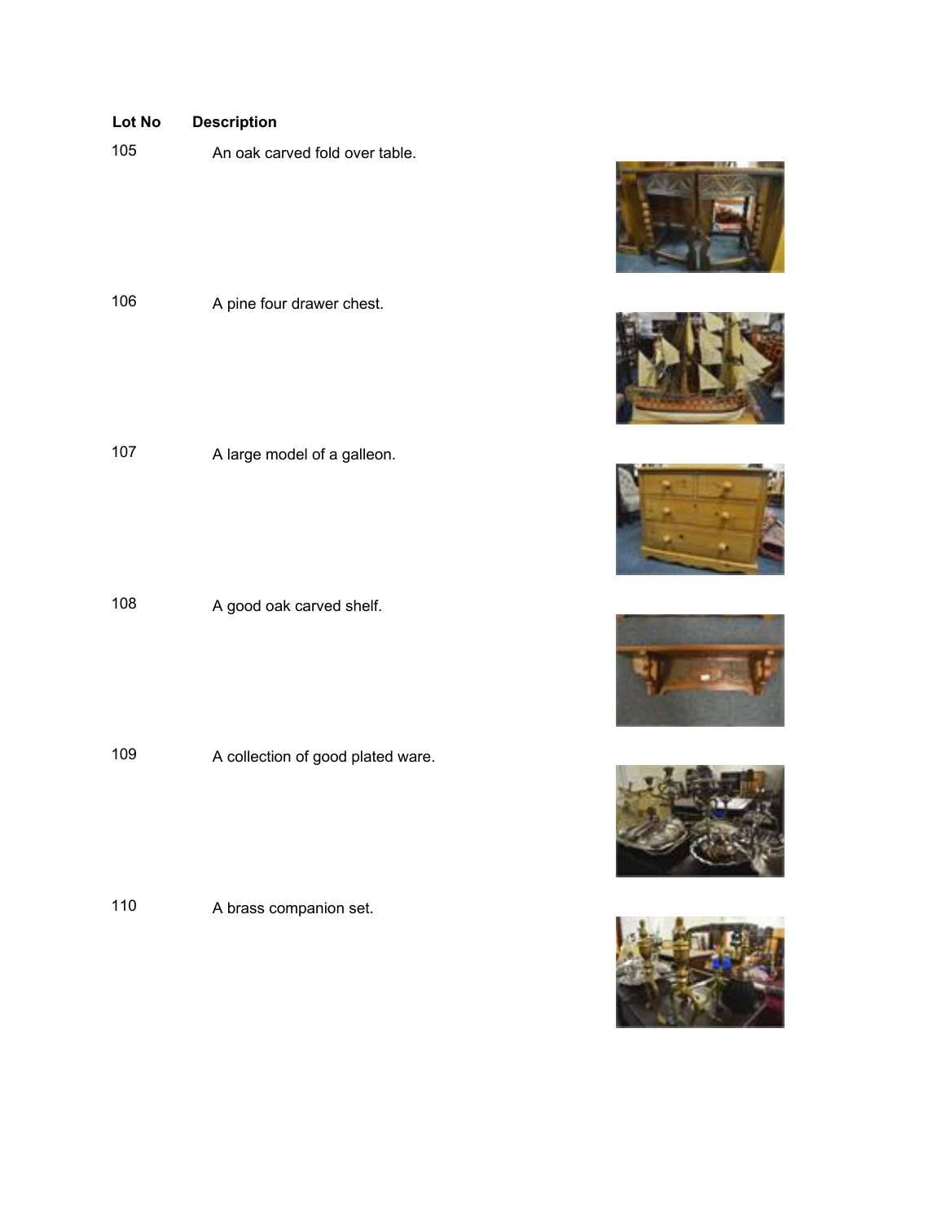| Lot No | Description |
| --- | --- |
| 105 | An oak carved fold over table. |
| 106 | A pine four drawer chest. |
| 107 | A large model of a galleon. |
| 108 | A good oak carved shelf. |
| 109 | A collection of good plated ware. |
| 110 | A brass companion set. |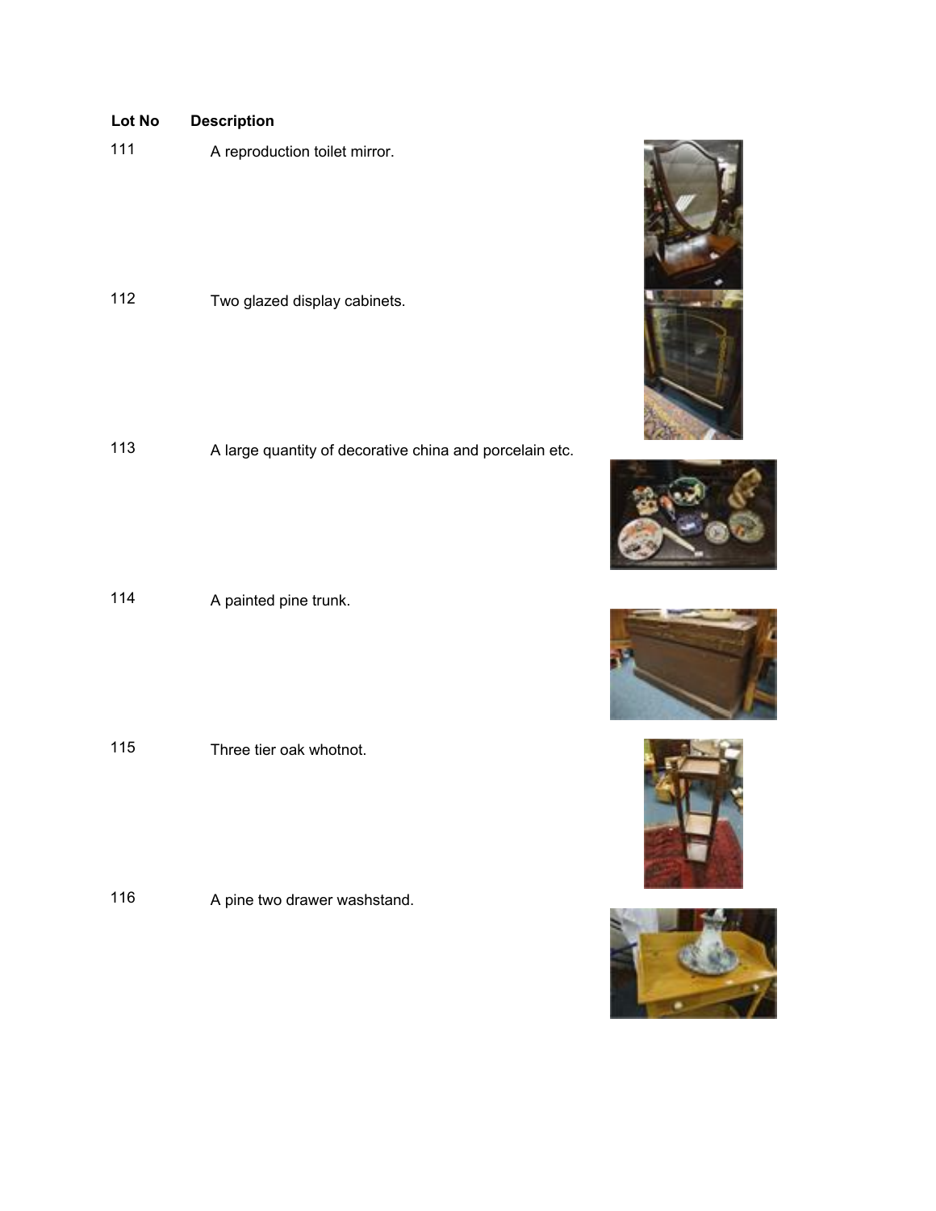| Lot No | Description |
|---|---|
| 111 | A reproduction toilet mirror. |
| 112 | Two glazed display cabinets. |
| 113 | A large quantity of decorative china and porcelain etc. |
| 114 | A painted pine trunk. |
| 115 | Three tier oak whotnot. |
| 116 | A pine two drawer washstand. |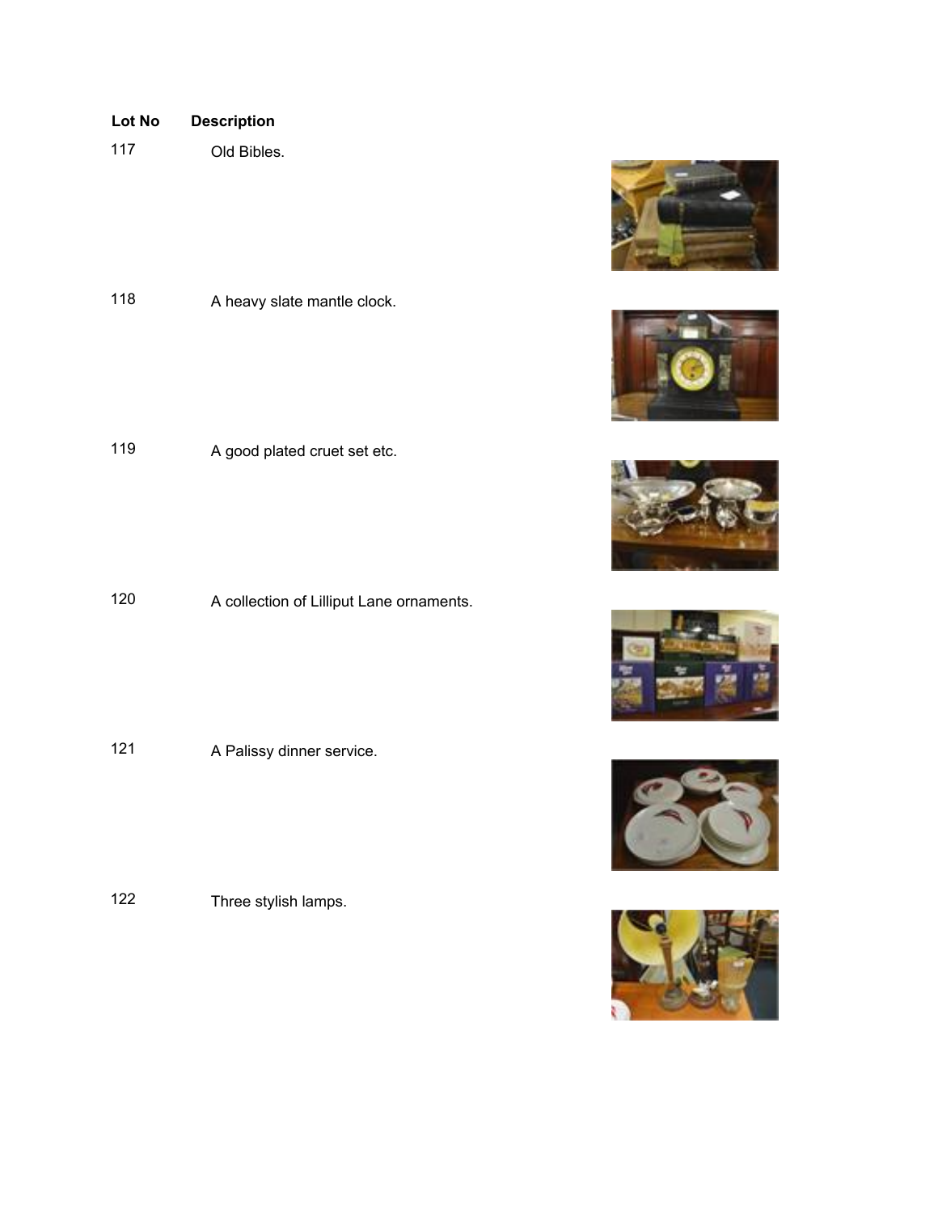| Lot No | Description |
| --- | --- |
| 117 | Old Bibles. |
| 118 | A heavy slate mantle clock. |
| 119 | A good plated cruet set etc. |
| 120 | A collection of Lilliput Lane ornaments. |
| 121 | A Palissy dinner service. |
| 122 | Three stylish lamps. |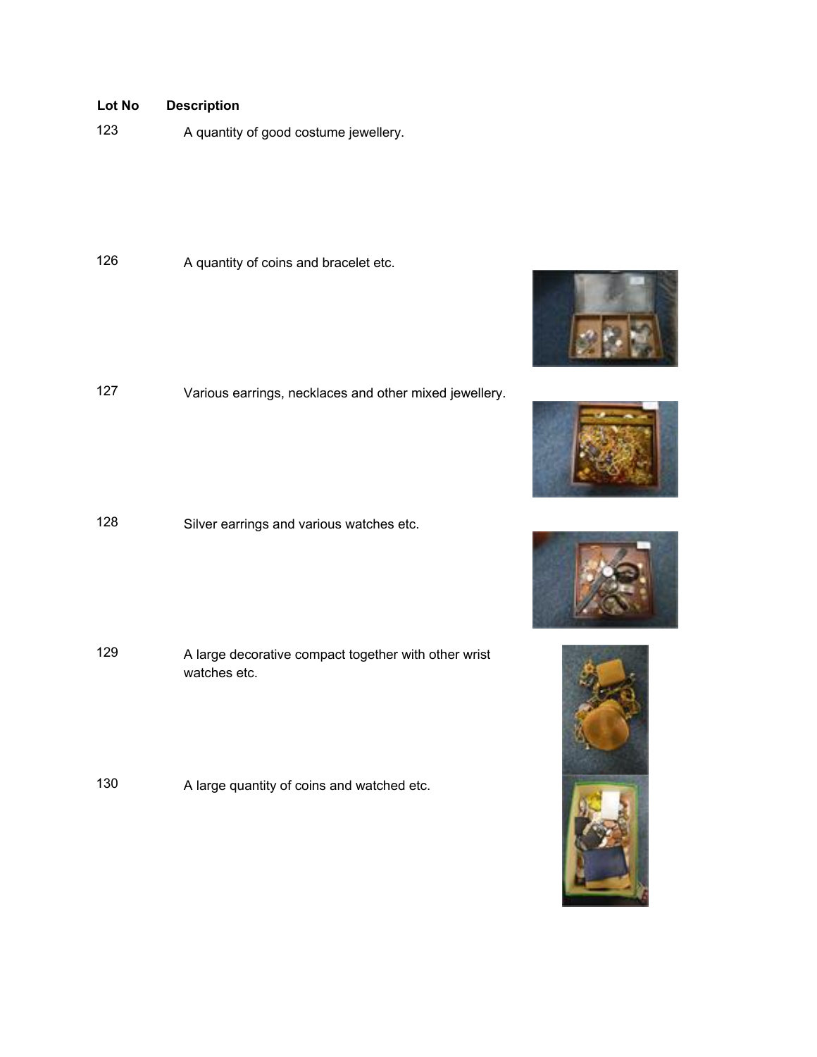| Lot No | Description |
|---|---|
| 123 | A quantity of good costume jewellery. |
| 126 | A quantity of coins and bracelet etc. |
| 127 | Various earrings, necklaces and other mixed jewellery. |
| 128 | Silver earrings and various watches etc. |
| 129 | A large decorative compact together with other wrist watches etc. |
| 130 | A large quantity of coins and watched etc. |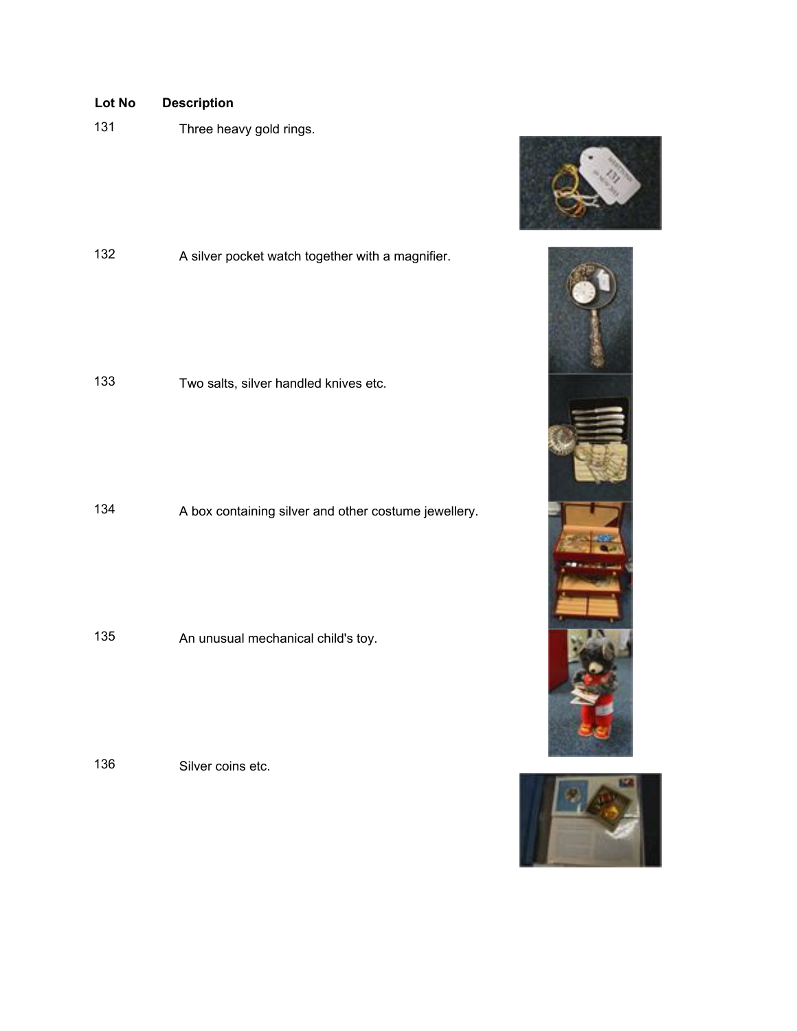| Lot No | Description |
|---|---|
| 131 | Three heavy gold rings. |
| 132 | A silver pocket watch together with a magnifier. |
| 133 | Two salts, silver handled knives etc. |
| 134 | A box containing silver and other costume jewellery. |
| 135 | An unusual mechanical child's toy. |
| 136 | Silver coins etc. |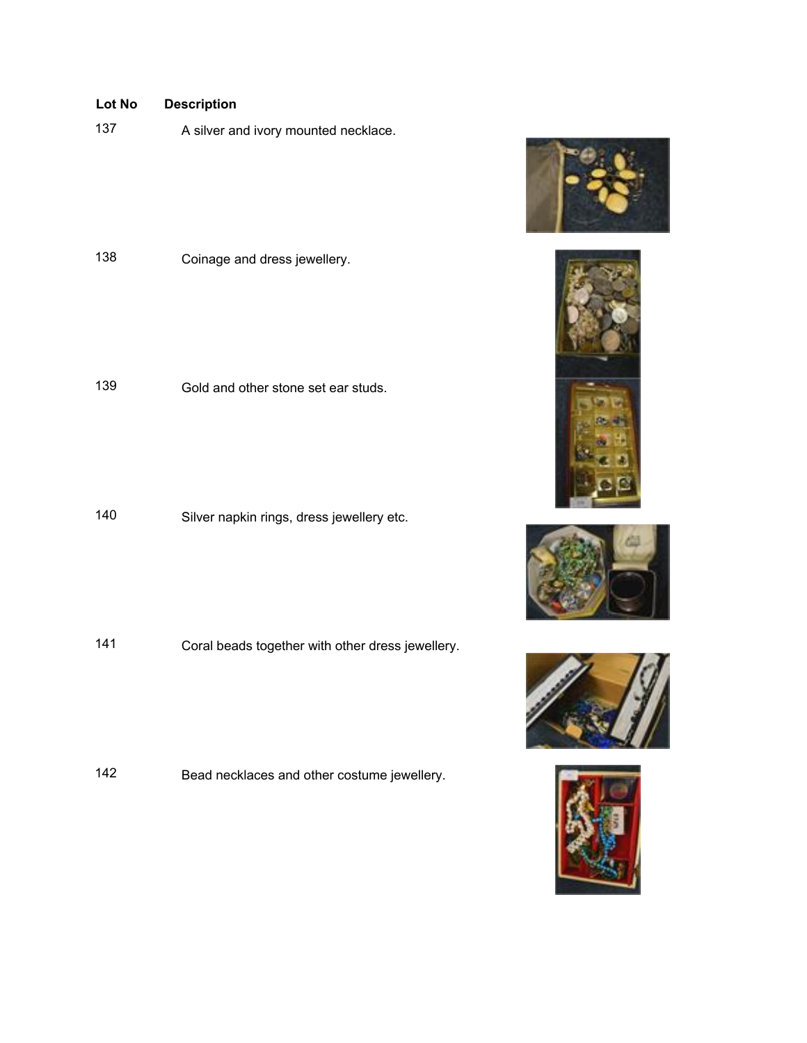| Lot No | Description |
| --- | --- |
| 137 | A silver and ivory mounted necklace. |
| 138 | Coinage and dress jewellery. |
| 139 | Gold and other stone set ear studs. |
| 140 | Silver napkin rings, dress jewellery etc. |
| 141 | Coral beads together with other dress jewellery. |
| 142 | Bead necklaces and other costume jewellery. |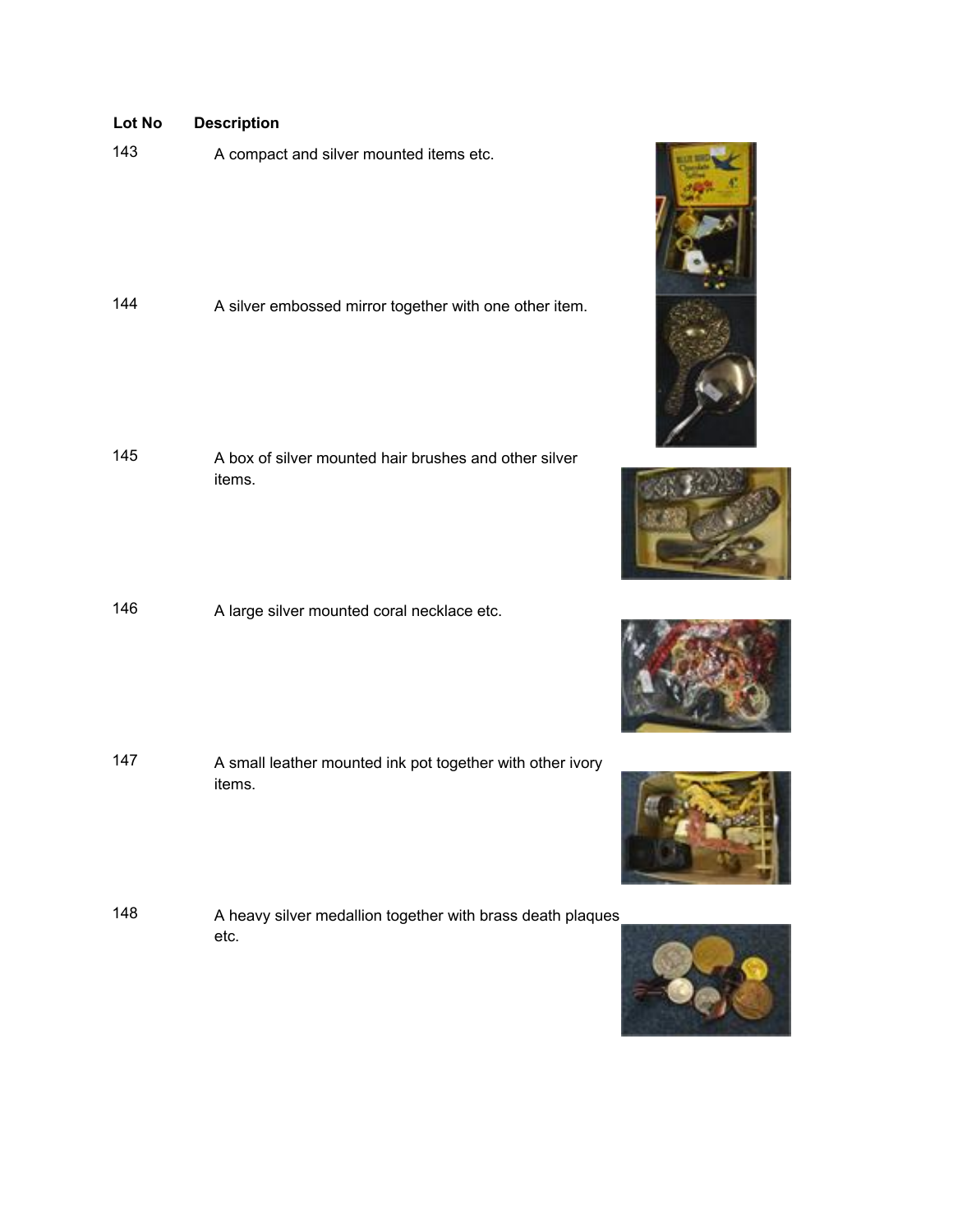| Lot No | Description |
| --- | --- |
| 143 | A compact and silver mounted items etc. |
| 144 | A silver embossed mirror together with one other item. |
| 145 | A box of silver mounted hair brushes and other silver items. |
| 146 | A large silver mounted coral necklace etc. |
| 147 | A small leather mounted ink pot together with other ivory items. |
| 148 | A heavy silver medallion together with brass death plaques etc. |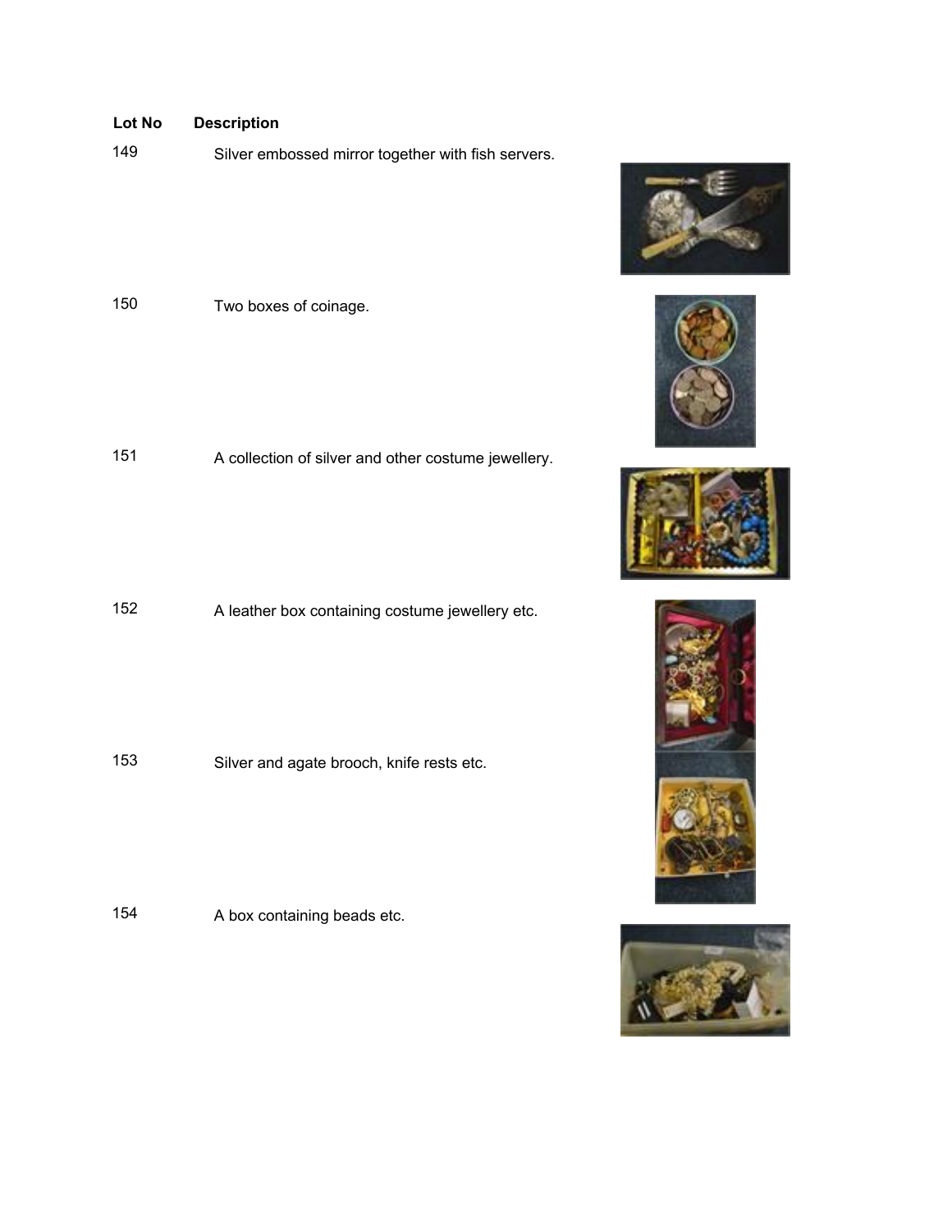| Lot No | Description |
| --- | --- |
| 149 | Silver embossed mirror together with fish servers. |
| 150 | Two boxes of coinage. |
| 151 | A collection of silver and other costume jewellery. |
| 152 | A leather box containing costume jewellery etc. |
| 153 | Silver and agate brooch, knife rests etc. |
| 154 | A box containing beads etc. |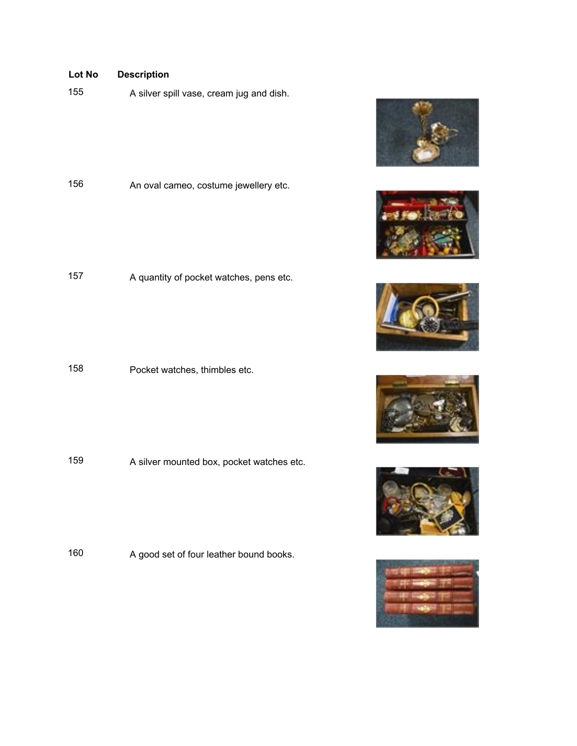| Lot No | Description |
|---|---|
| 155 | A silver spill vase, cream jug and dish. |
| 156 | An oval cameo, costume jewellery etc. |
| 157 | A quantity of pocket watches, pens etc. |
| 158 | Pocket watches, thimbles etc. |
| 159 | A silver mounted box, pocket watches etc. |
| 160 | A good set of four leather bound books. |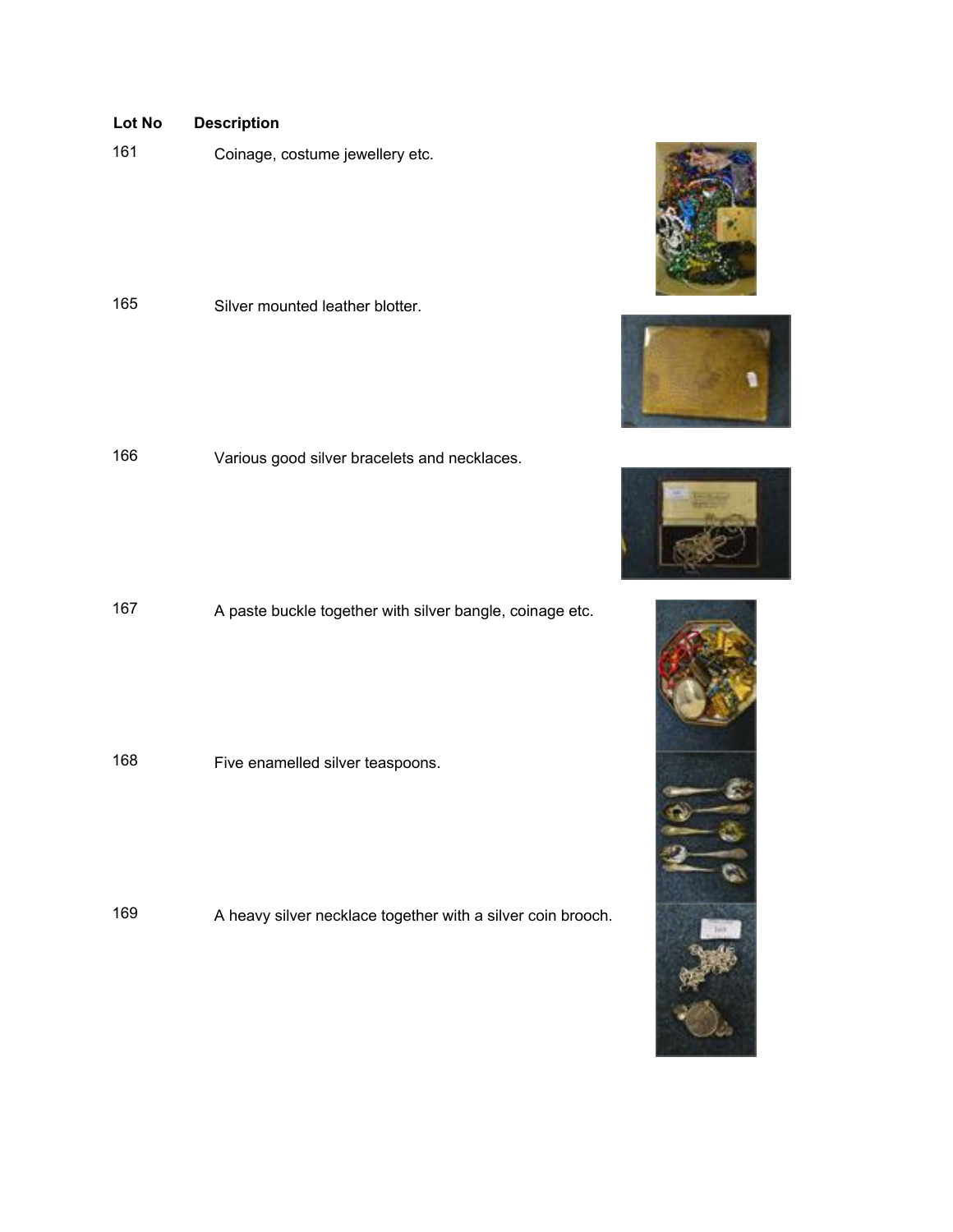| Lot No | Description |
| --- | --- |
| 161 | Coinage, costume jewellery etc. |
| 165 | Silver mounted leather blotter. |
| 166 | Various good silver bracelets and necklaces. |
| 167 | A paste buckle together with silver bangle, coinage etc. |
| 168 | Five enamelled silver teaspoons. |
| 169 | A heavy silver necklace together with a silver coin brooch. |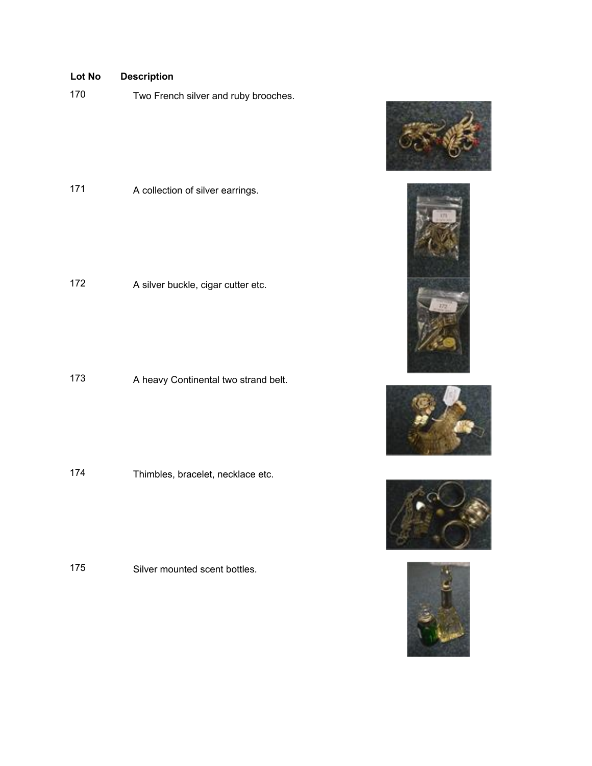| Lot No | Description |
| --- | --- |
| 170 | Two French silver and ruby brooches. |
| 171 | A collection of silver earrings. |
| 172 | A silver buckle, cigar cutter etc. |
| 173 | A heavy Continental two strand belt. |
| 174 | Thimbles, bracelet, necklace etc. |
| 175 | Silver mounted scent bottles. |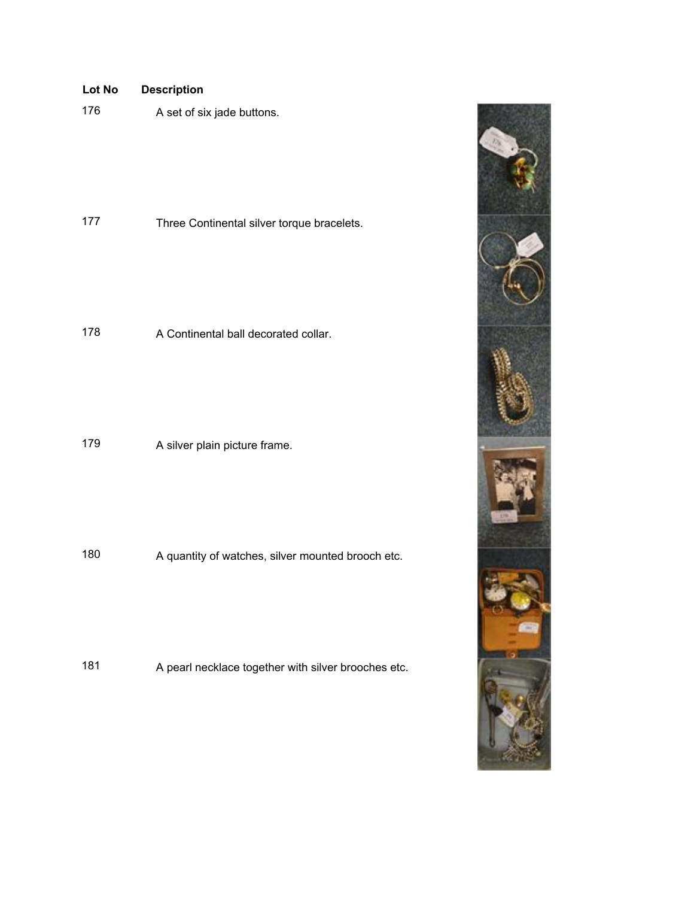| Lot No | Description |
| --- | --- |
| 176 | A set of six jade buttons. |
| 177 | Three Continental silver torque bracelets. |
| 178 | A Continental ball decorated collar. |
| 179 | A silver plain picture frame. |
| 180 | A quantity of watches, silver mounted brooch etc. |
| 181 | A pearl necklace together with silver brooches etc. |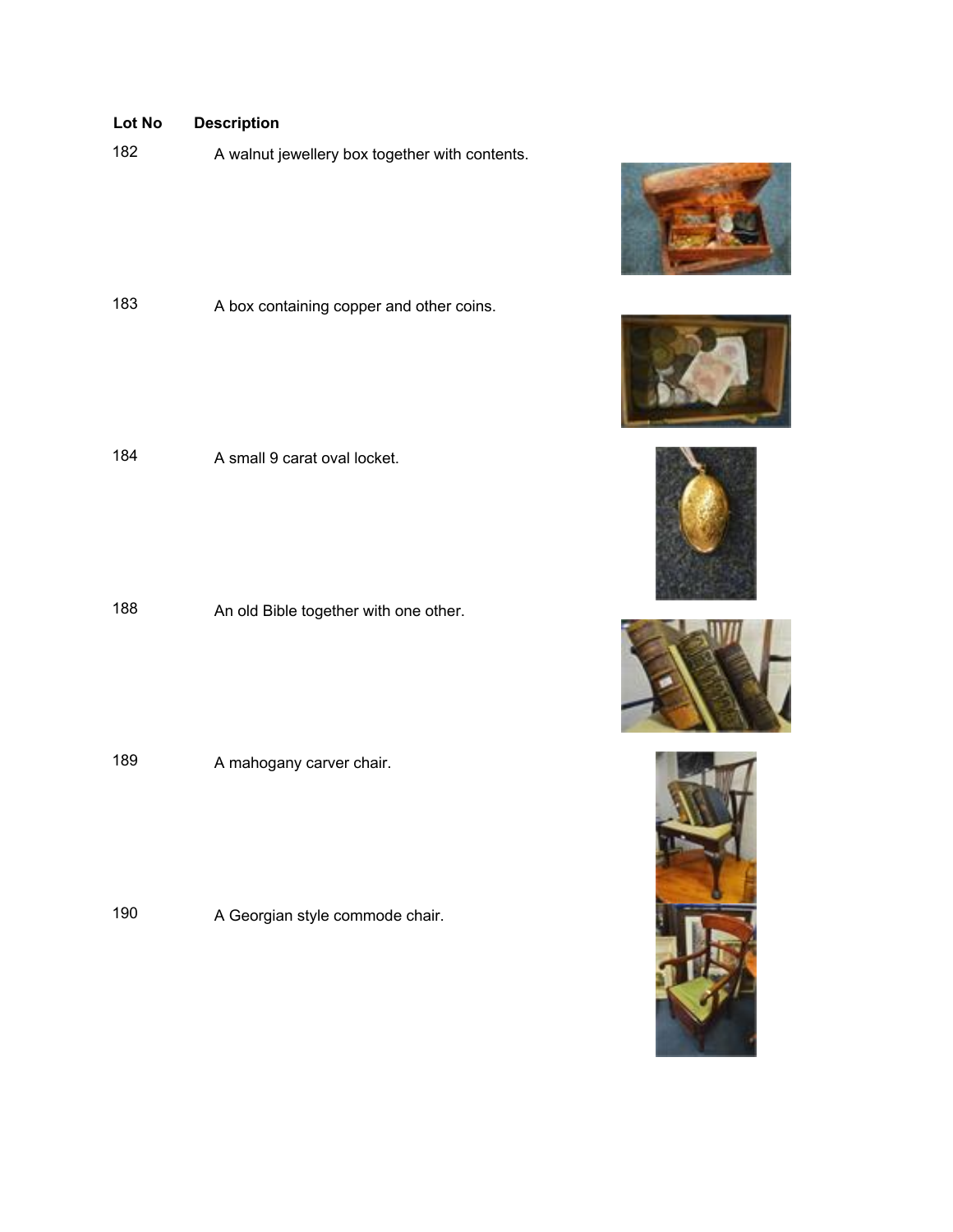| Lot No | Description |
| --- | --- |
| 182 | A walnut jewellery box together with contents. |
| 183 | A box containing copper and other coins. |
| 184 | A small 9 carat oval locket. |
| 188 | An old Bible together with one other. |
| 189 | A mahogany carver chair. |
| 190 | A Georgian style commode chair. |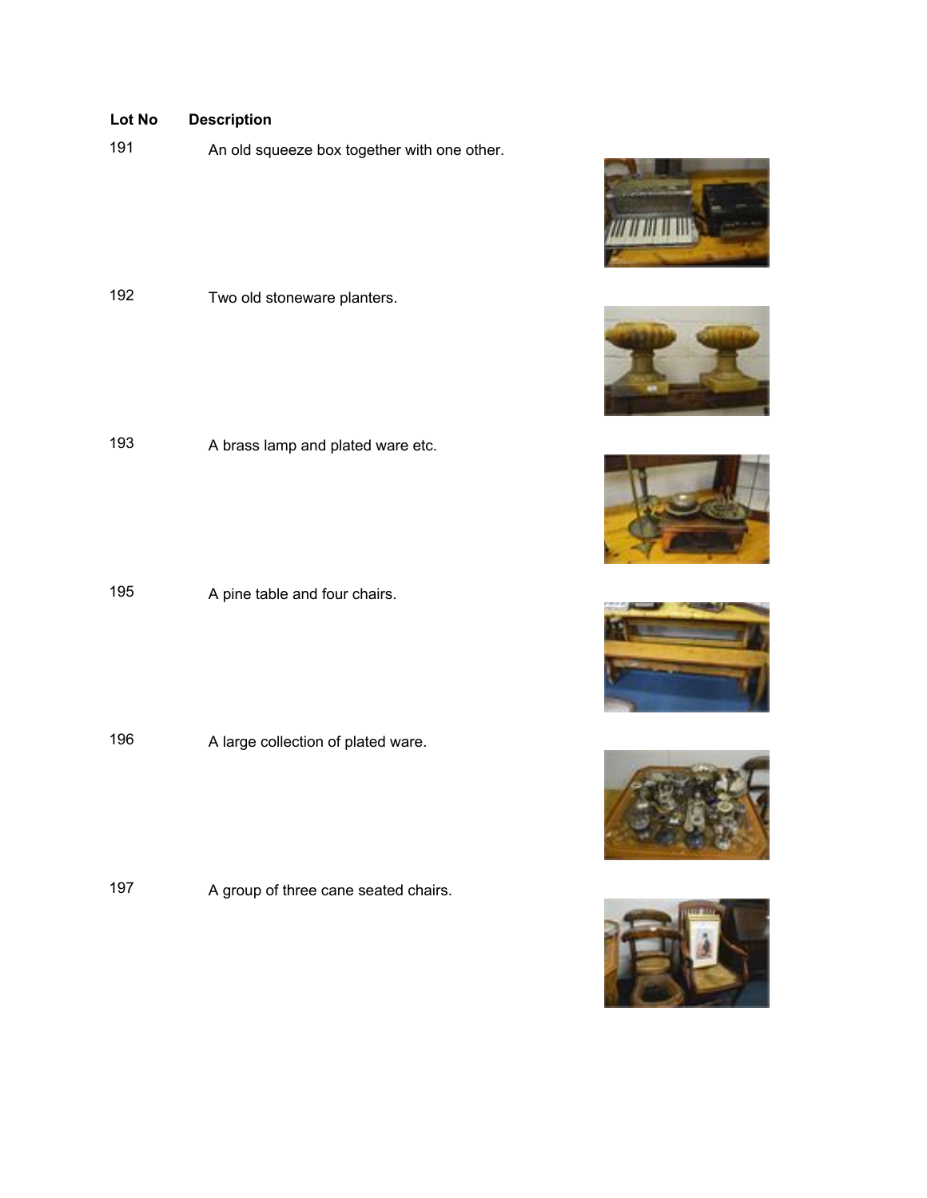| Lot No | Description |
| --- | --- |
| 191 | An old squeeze box together with one other. |
| 192 | Two old stoneware planters. |
| 193 | A brass lamp and plated ware etc. |
| 195 | A pine table and four chairs. |
| 196 | A large collection of plated ware. |
| 197 | A group of three cane seated chairs. |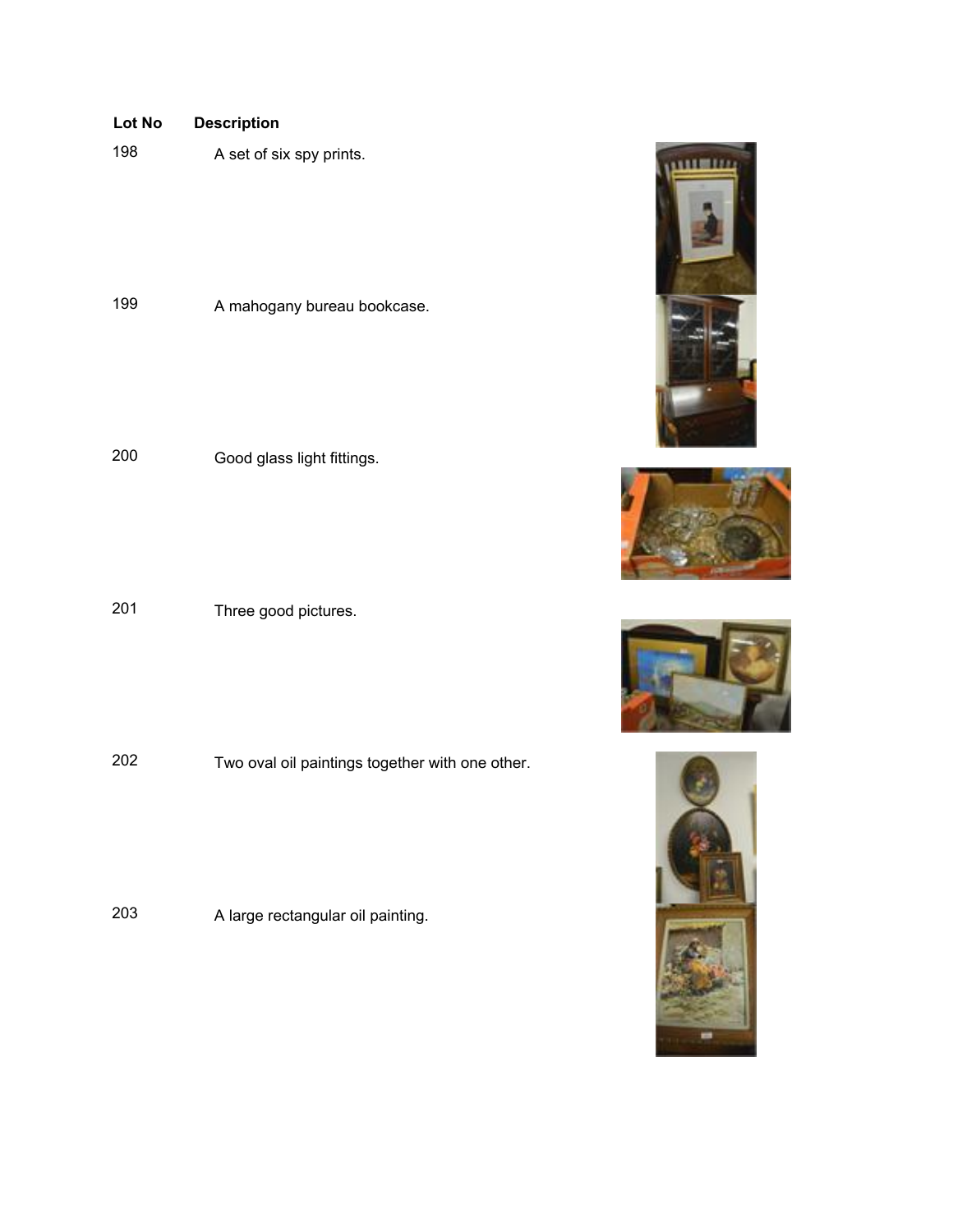| Lot No | Description |
| --- | --- |
| 198 | A set of six spy prints. |
| 199 | A mahogany bureau bookcase. |
| 200 | Good glass light fittings. |
| 201 | Three good pictures. |
| 202 | Two oval oil paintings together with one other. |
| 203 | A large rectangular oil painting. |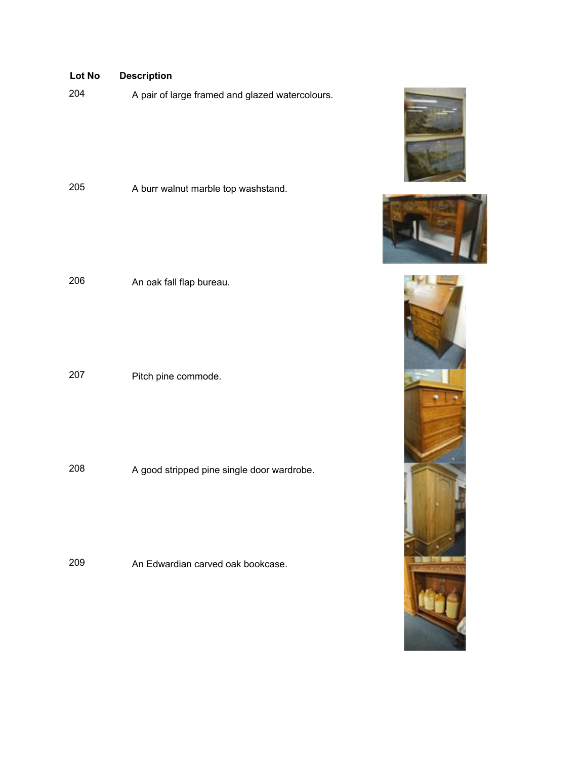| Lot No | Description |
|---|---|
| 204 | A pair of large framed and glazed watercolours. |
| 205 | A burr walnut marble top washstand. |
| 206 | An oak fall flap bureau. |
| 207 | Pitch pine commode. |
| 208 | A good stripped pine single door wardrobe. |
| 209 | An Edwardian carved oak bookcase. |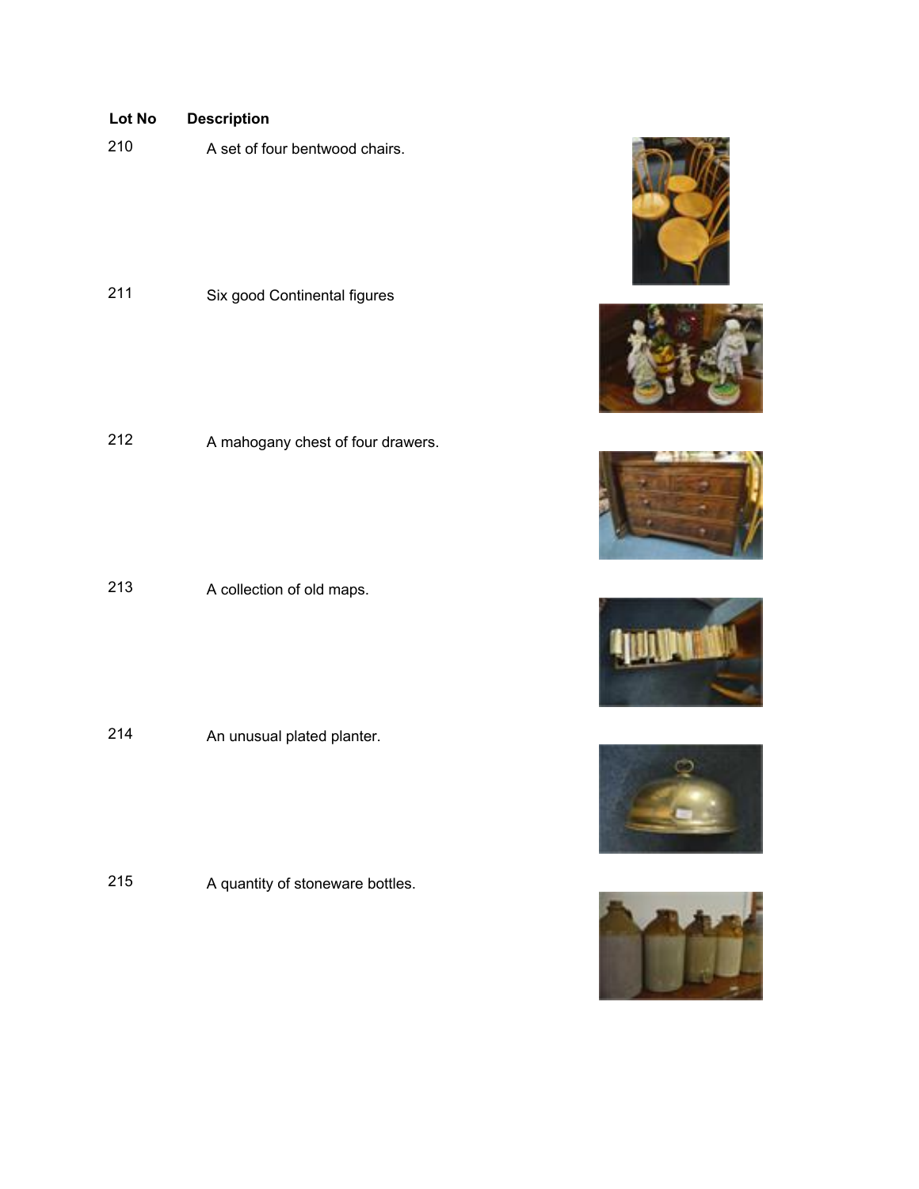| Lot No | Description |
| --- | --- |
| 210 | A set of four bentwood chairs. |
| 211 | Six good Continental figures |
| 212 | A mahogany chest of four drawers. |
| 213 | A collection of old maps. |
| 214 | An unusual plated planter. |
| 215 | A quantity of stoneware bottles. |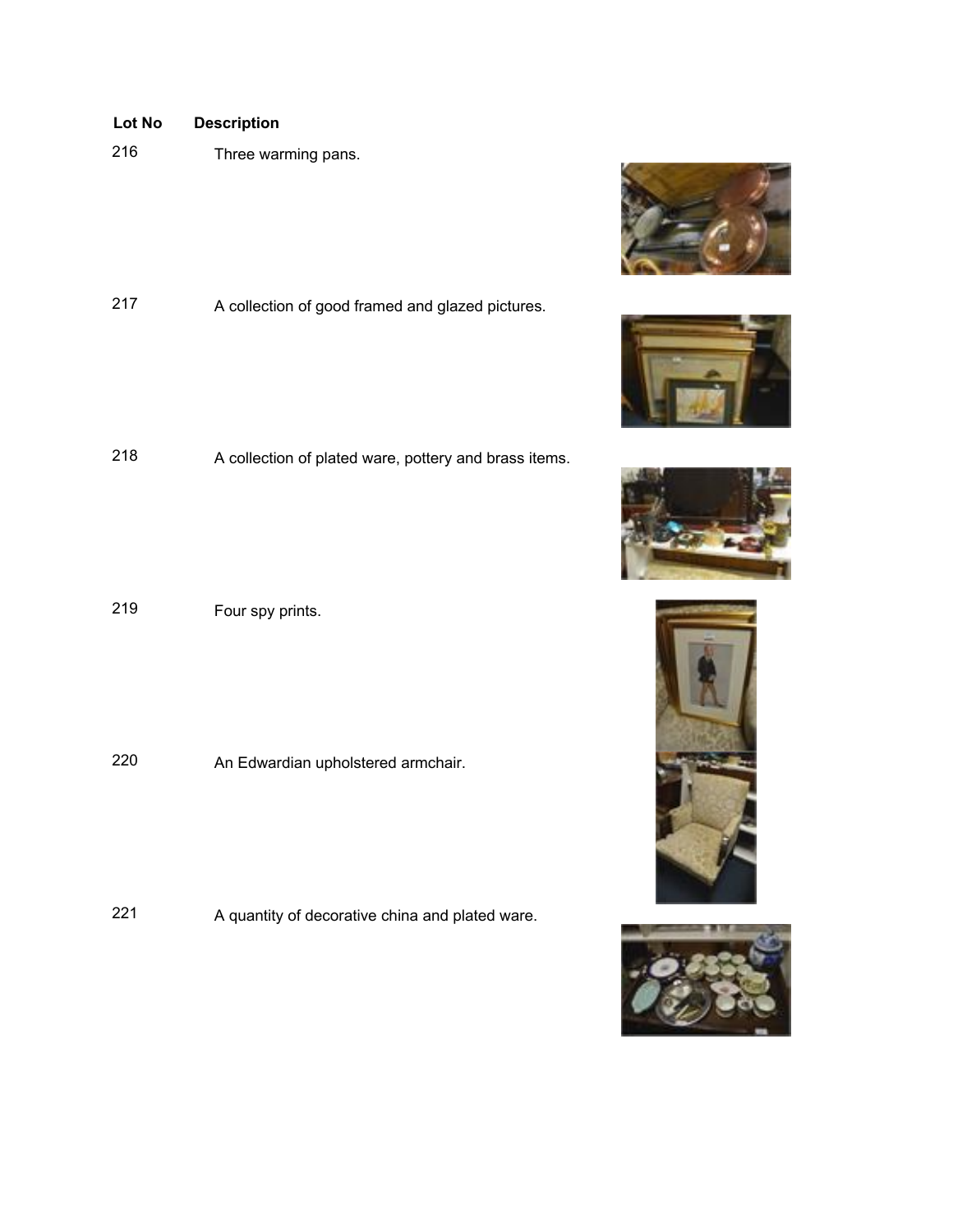| Lot No | Description |
|---|---|
| 216 | Three warming pans. |
| 217 | A collection of good framed and glazed pictures. |
| 218 | A collection of plated ware, pottery and brass items. |
| 219 | Four spy prints. |
| 220 | An Edwardian upholstered armchair. |
| 221 | A quantity of decorative china and plated ware. |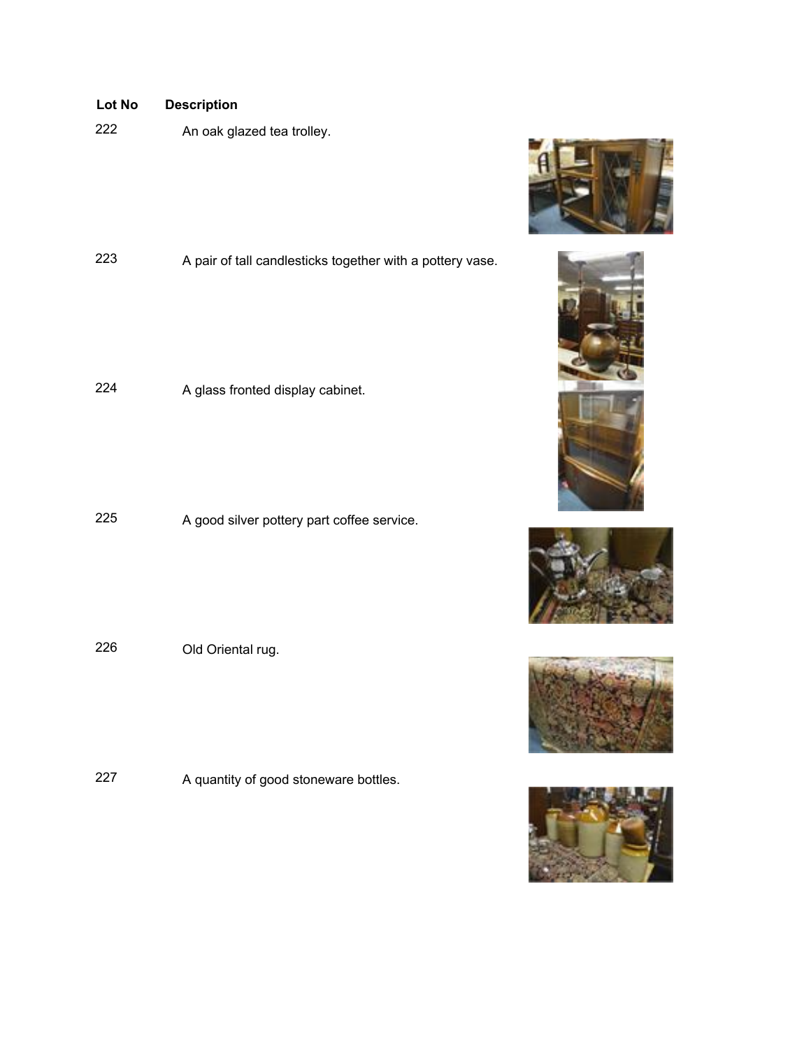| Lot No | Description |
| --- | --- |
| 222 | An oak glazed tea trolley. |
| 223 | A pair of tall candlesticks together with a pottery vase. |
| 224 | A glass fronted display cabinet. |
| 225 | A good silver pottery part coffee service. |
| 226 | Old Oriental rug. |
| 227 | A quantity of good stoneware bottles. |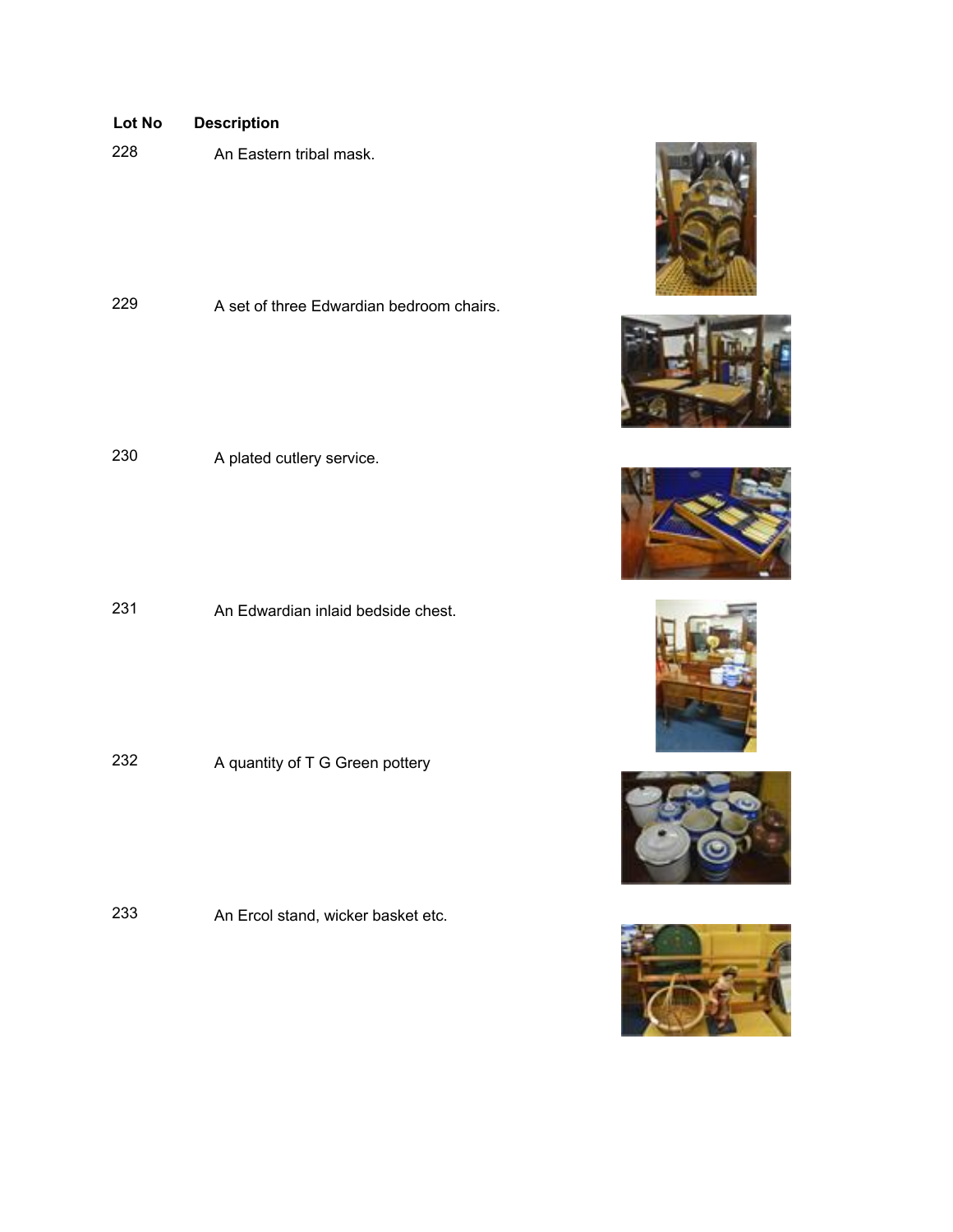| Lot No | Description |
| --- | --- |
| 228 | An Eastern tribal mask. |
| 229 | A set of three Edwardian bedroom chairs. |
| 230 | A plated cutlery service. |
| 231 | An Edwardian inlaid bedside chest. |
| 232 | A quantity of T G Green pottery |
| 233 | An Ercol stand, wicker basket etc. |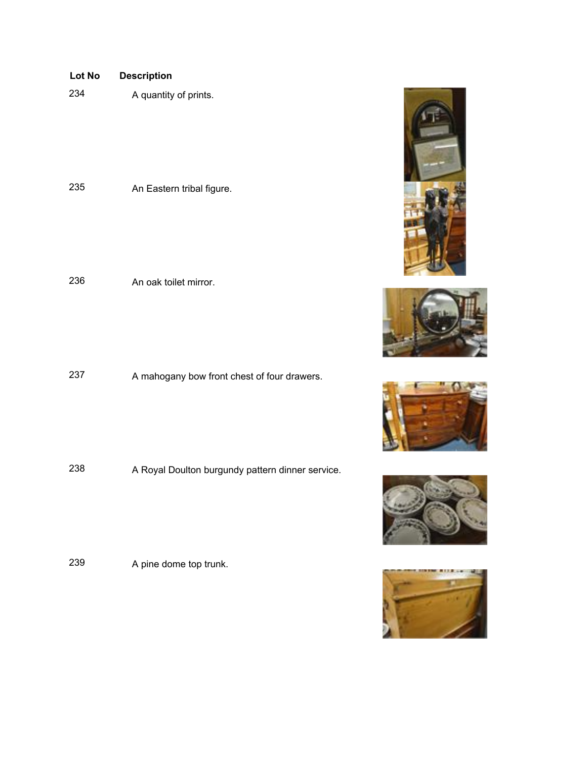| Lot No | Description |
| --- | --- |
| 234 | A quantity of prints. |
| 235 | An Eastern tribal figure. |
| 236 | An oak toilet mirror. |
| 237 | A mahogany bow front chest of four drawers. |
| 238 | A Royal Doulton burgundy pattern dinner service. |
| 239 | A pine dome top trunk. |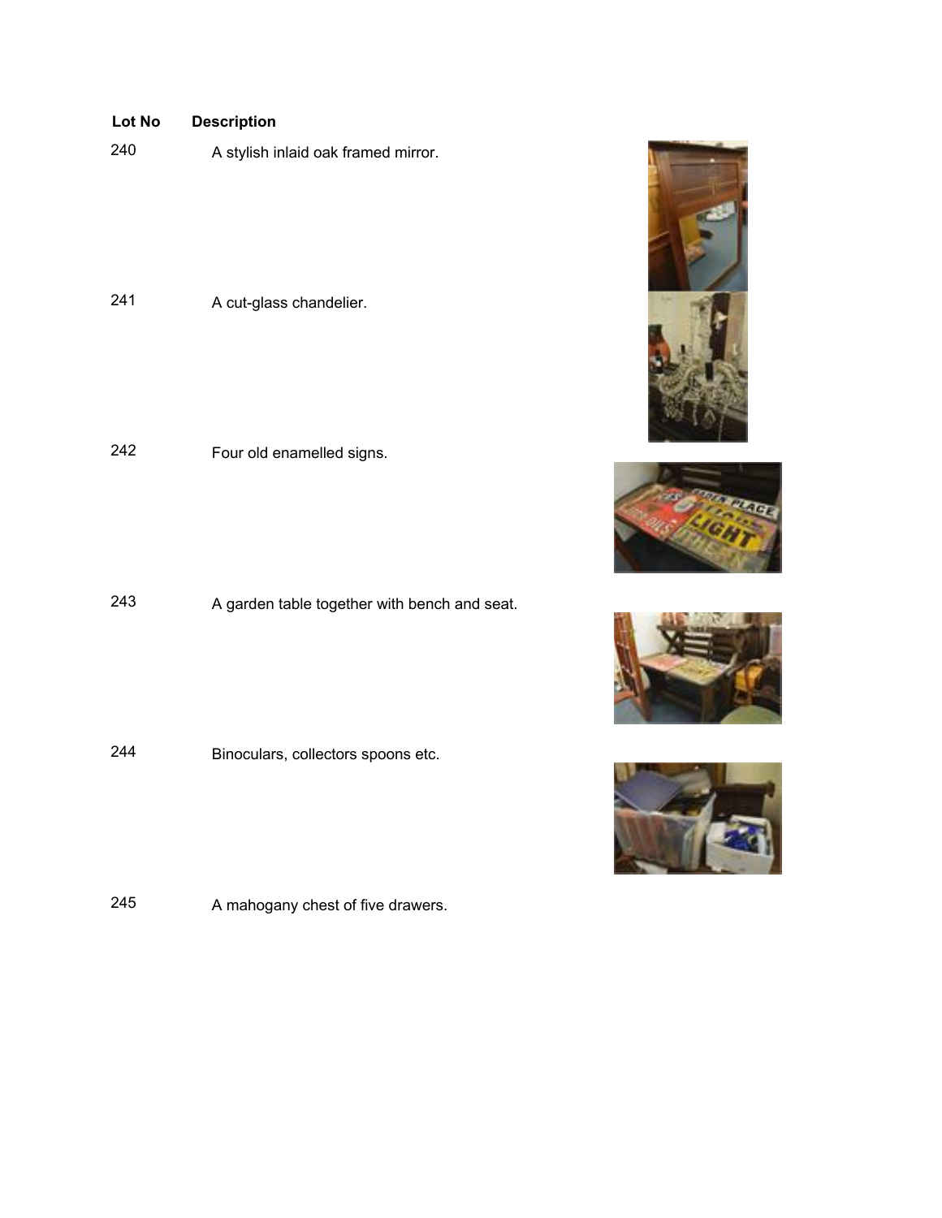| Lot No | Description |
|---|---|
| 240 | A stylish inlaid oak framed mirror. |
| 241 | A cut-glass chandelier. |
| 242 | Four old enamelled signs. |
| 243 | A garden table together with bench and seat. |
| 244 | Binoculars, collectors spoons etc. |
| 245 | A mahogany chest of five drawers. |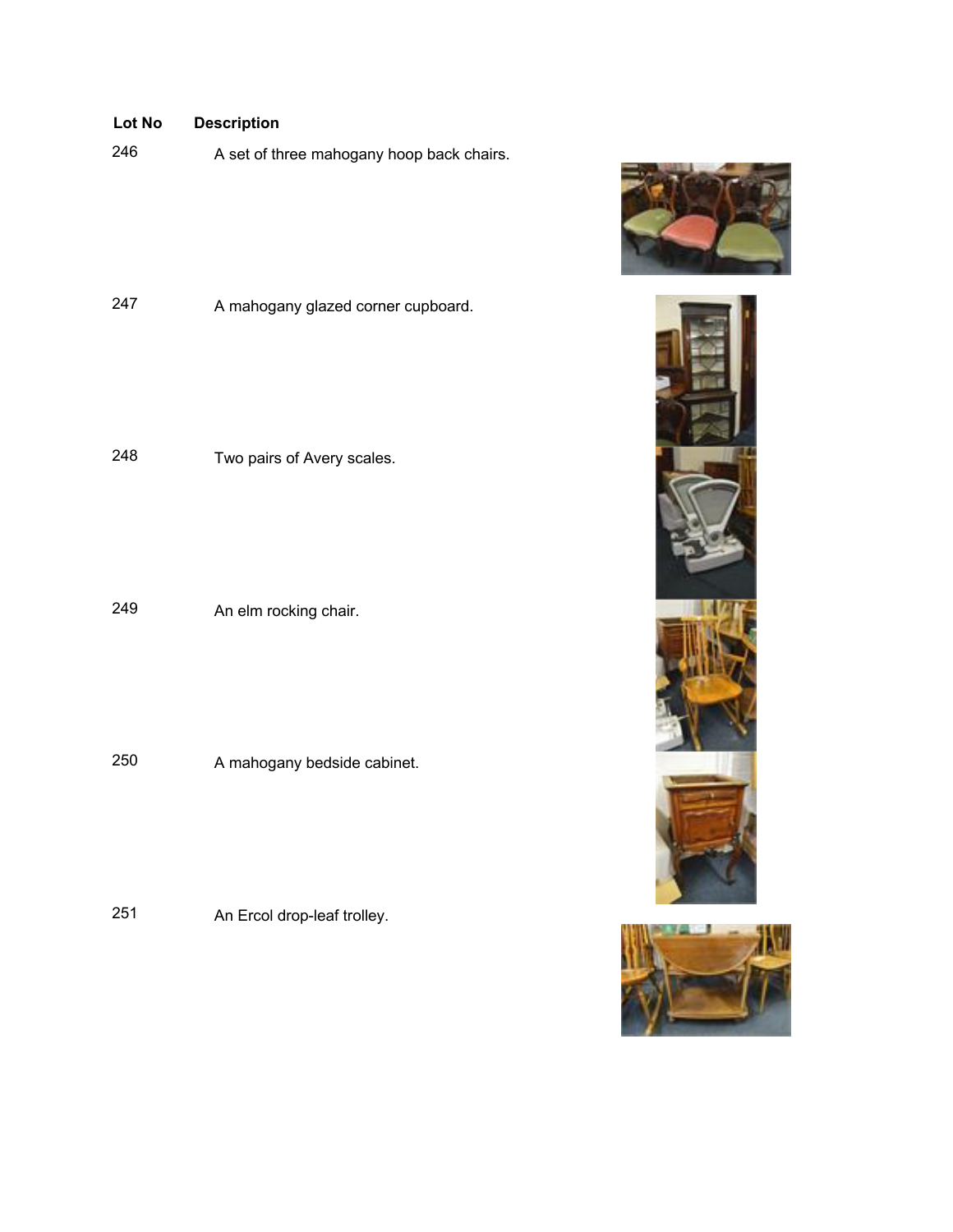| Lot No | Description |
|---|---|
| 246 | A set of three mahogany hoop back chairs. |
| 247 | A mahogany glazed corner cupboard. |
| 248 | Two pairs of Avery scales. |
| 249 | An elm rocking chair. |
| 250 | A mahogany bedside cabinet. |
| 251 | An Ercol drop-leaf trolley. |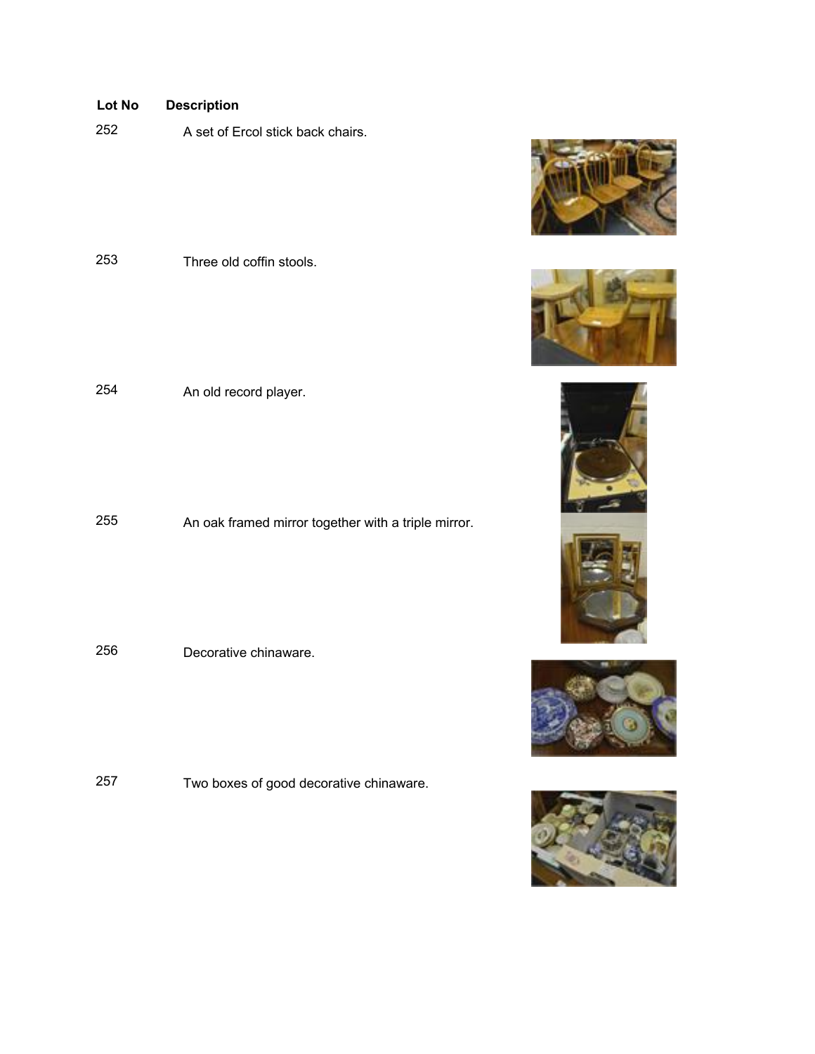| Lot No | Description |
| --- | --- |
| 252 | A set of Ercol stick back chairs. |
| 253 | Three old coffin stools. |
| 254 | An old record player. |
| 255 | An oak framed mirror together with a triple mirror. |
| 256 | Decorative chinaware. |
| 257 | Two boxes of good decorative chinaware. |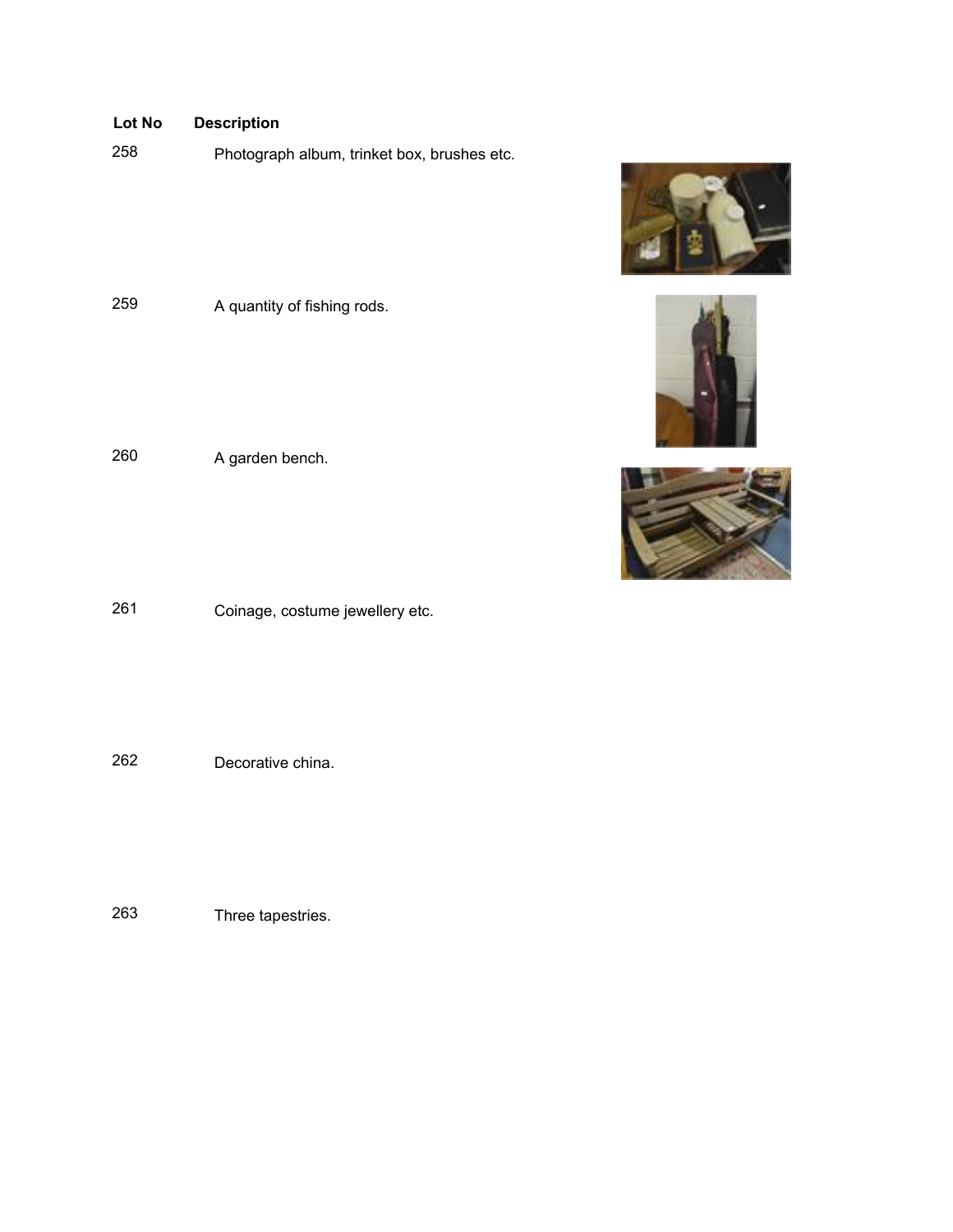| Lot No | Description |
| --- | --- |
| 258 | Photograph album, trinket box, brushes etc. |
| 259 | A quantity of fishing rods. |
| 260 | A garden bench. |
| 261 | Coinage, costume jewellery etc. |
| 262 | Decorative china. |
| 263 | Three tapestries. |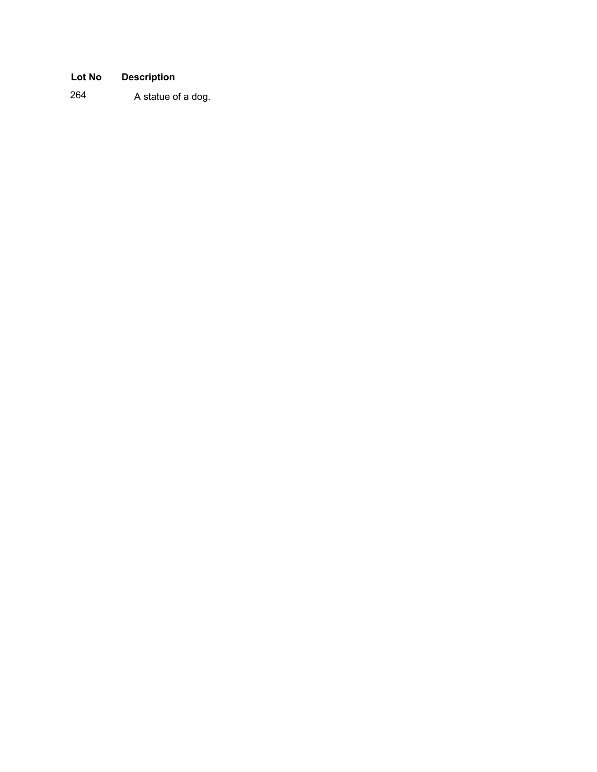| Lot No | Description |
|---|---|
| 264 | A statue of a dog. |